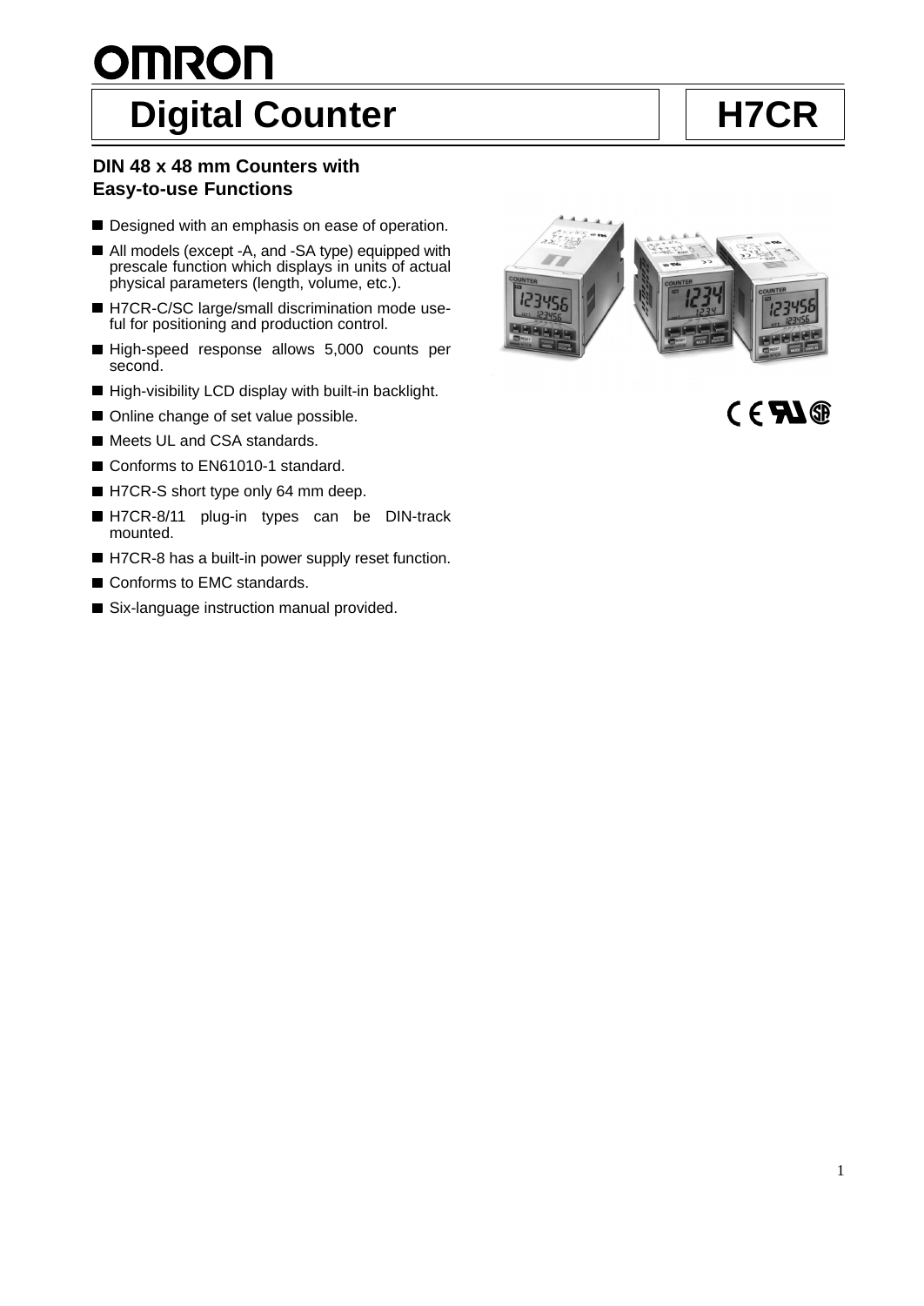# Digital Counter

# H7CR

**DIN 48 x 48 mm Counters with Easy-to-use Functions**

- Designed with an emphasis on ease of operation.
- All models (except -A, and -SA type) equipped with prescale function which displays in units of actual physical parameters (length, volume, etc.).
- H7CR-C/SC large/small discrimination mode useful for positioning and production control.
- High-speed response allows 5,000 counts per second.
- High-visibility LCD display with built-in backlight.
- Online change of set value possible.
- Meets UL and CSA standards.
- Conforms to EN61010-1 standard.
- H7CR-S short type only 64 mm deep.
- H7CR-8/11 plug-in types can be DIN-track mounted.
- H7CR-8 has a built-in power supply reset function.
- Conforms to EMC standards.
- Six-language instruction manual provided.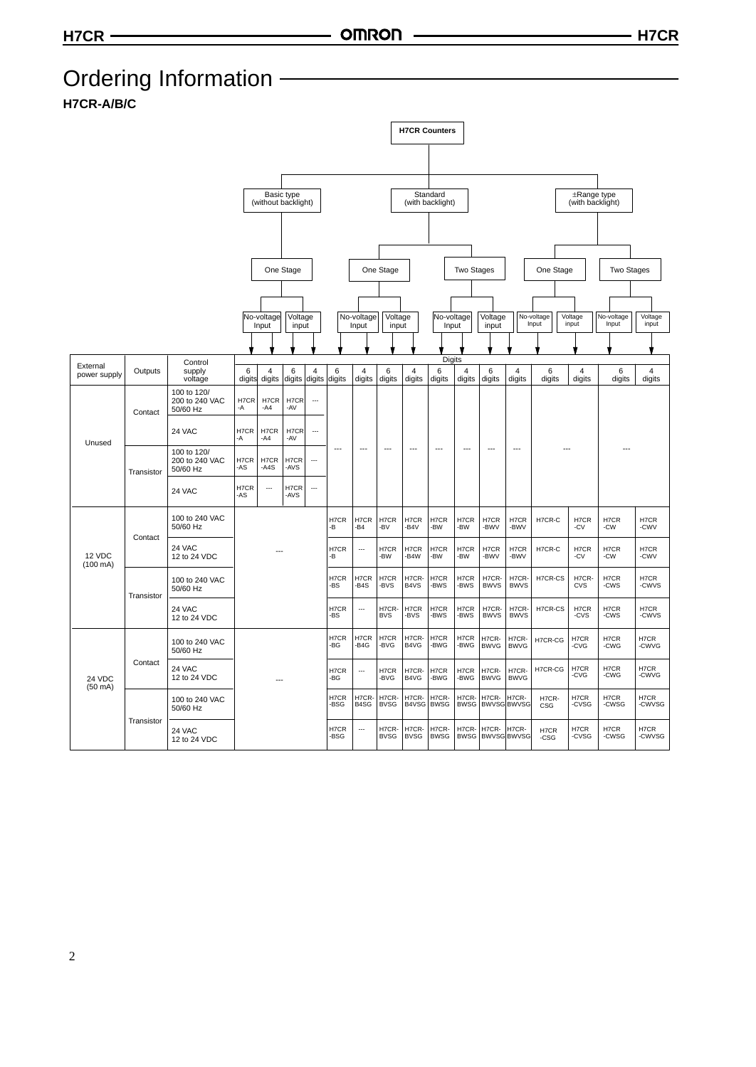# Ordering Information

**H7CR-A/B/C**

| External power supply | Outputs | Control supply voltage | H7CR Counters | | | | | | | | | | | | | | | |
|---|---|---|---|---|---|---|---|---|---|---|---|---|---|---|---|---|---|---|
| | | | Basic type (without backlight) | | | | Standard (with backlight) | | | | | | | | ±Range type (with backlight) | | | |
| | | | One Stage | | | | One Stage | | | | Two Stages | | | | One Stage | | Two Stages | |
| | | | No-voltage Input | | Voltage input | | No-voltage Input | | Voltage input | | No-voltage Input | | Voltage input | | No-voltage Input | Voltage input | No-voltage Input | Voltage input |
| | | | 6 digits | 4 digits | 6 digits | 4 digits | 6 digits | 4 digits | 6 digits | 4 digits | 6 digits | 4 digits | 6 digits | 4 digits | 6 digits | 4 digits | 6 digits | 4 digits |
| Unused | Contact | 100 to 120/ 200 to 240 VAC 50/60 Hz | H7CR-A | H7CR-A4 | H7CR-AV | --- | --- | --- | --- | --- | --- | --- | --- | --- | --- | | --- | |
| | | 24 VAC | H7CR-A | H7CR-A4 | H7CR-AV | --- | | | | | | | | | | | | |
| | Transistor | 100 to 120/ 200 to 240 VAC 50/60 Hz | H7CR-AS | H7CR-A4S | H7CR-AVS | --- | | | | | | | | | | | | |
| | | 24 VAC | H7CR-AS | --- | H7CR-AVS | --- | | | | | | | | | | | | |
| 12 VDC (100 mA) | Contact | 100 to 240 VAC 50/60 Hz | --- | | | | H7CR-B | H7CR-B4 | H7CR-BV | H7CR-B4V | H7CR-BW | H7CR-BW | H7CR-BWV | H7CR-BWV | H7CR-C | H7CR-CV | H7CR-CW | H7CR-CWV |
| | | 24 VAC 12 to 24 VDC | | | | | H7CR-B | --- | H7CR-BW | H7CR-B4W | H7CR-BW | H7CR-BW | H7CR-BWV | H7CR-BWV | H7CR-C | H7CR-CV | H7CR-CW | H7CR-CWV |
| | Transistor | 100 to 240 VAC 50/60 Hz | | | | | H7CR-BS | H7CR-B4S | H7CR-BVS | H7CR-B4VS | H7CR-BWS | H7CR-BWS | H7CR-BWVS | H7CR-BWVS | H7CR-CS | H7CR-CVS | H7CR-CWS | H7CR-CWVS |
| | | 24 VAC 12 to 24 VDC | | | | | H7CR-BS | --- | H7CR-BVS | H7CR-BVS | H7CR-BWS | H7CR-BWS | H7CR-BWVS | H7CR-BWVS | H7CR-CS | H7CR-CVS | H7CR-CWS | H7CR-CWVS |
| 24 VDC (50 mA) | Contact | 100 to 240 VAC 50/60 Hz | --- | | | | H7CR-BG | H7CR-B4G | H7CR-BVG | H7CR-B4VG | H7CR-BWG | H7CR-BWG | H7CR-BWVG | H7CR-BWVG | H7CR-CG | H7CR-CVG | H7CR-CWG | H7CR-CWVG |
| | | 24 VAC 12 to 24 VDC | | | | | H7CR-BG | --- | H7CR-BVG | H7CR-B4VG | H7CR-BWG | H7CR-BWG | H7CR-BWVG | H7CR-BWVG | H7CR-CG | H7CR-CVG | H7CR-CWG | H7CR-CWVG |
| | Transistor | 100 to 240 VAC 50/60 Hz | | | | | H7CR-BSG | H7CR-B4SG | H7CR-BVSG | H7CR-B4VSG | H7CR-BWSG | H7CR-BWSG | H7CR-BWVSG | H7CR-BWVSG | H7CR-CSG | H7CR-CVSG | H7CR-CWSG | H7CR-CWVSG |
| | | 24 VAC 12 to 24 VDC | | | | | H7CR-BSG | --- | H7CR-BVSG | H7CR-BVSG | H7CR-BWSG | H7CR-BWSG | H7CR-BWVSG | H7CR-BWVSG | H7CR-CSG | H7CR-CVSG | H7CR-CWSG | H7CR-CWVSG |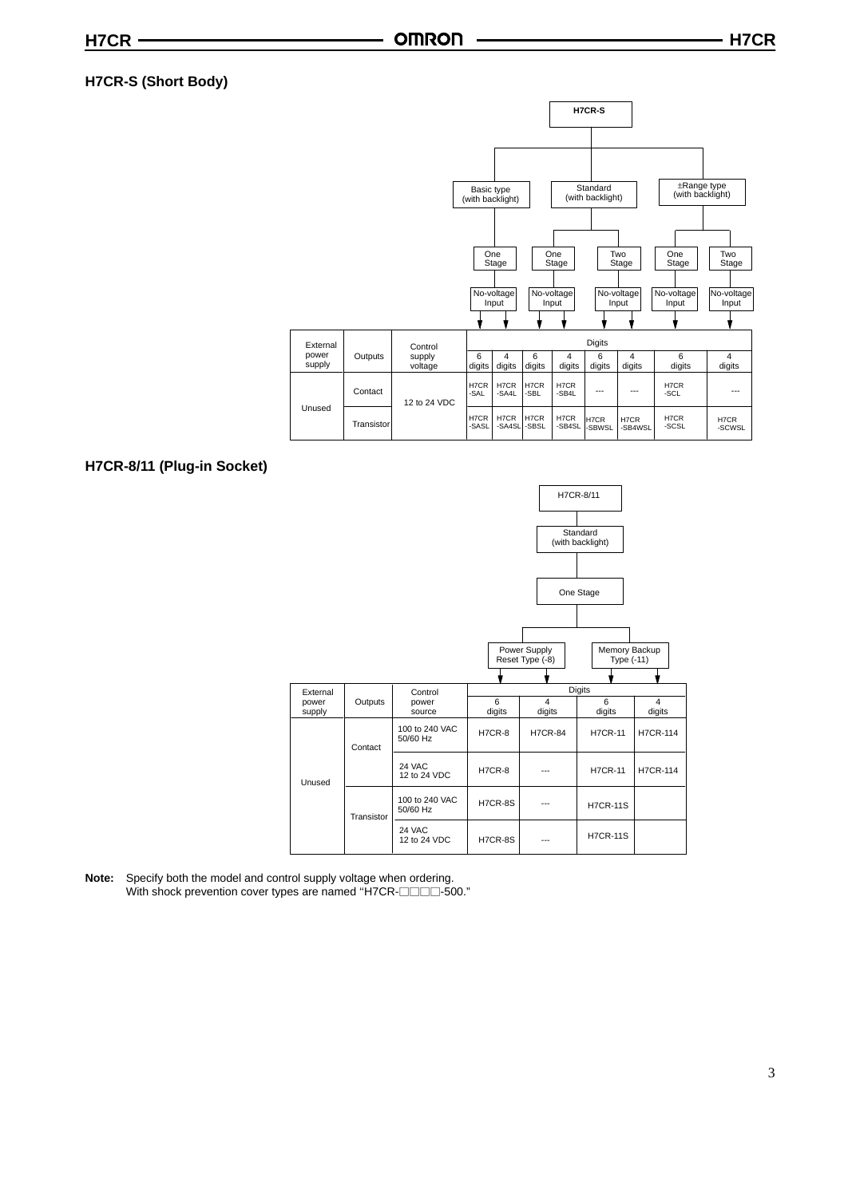### H7CR-S (Short Body)

H7CR-S
- Basic type (with backlight)
  - One Stage
    - No-voltage Input
- Standard (with backlight)
  - One Stage
    - No-voltage Input
  - Two Stage
    - No-voltage Input
- ±Range type (with backlight)
  - One Stage
    - No-voltage Input
  - Two Stage
    - No-voltage Input

| External power supply | Outputs | Control supply voltage | Digits | | | | | | | |
|---|---|---|---|---|---|---|---|---|---|---|
| | | | 6 digits | 4 digits | 6 digits | 4 digits | 6 digits | 4 digits | 6 digits | 4 digits |
| Unused | Contact | 12 to 24 VDC | H7CR-SAL | H7CR-SA4L | H7CR-SBL | H7CR-SB4L | --- | --- | H7CR-SCL | --- |
| | Transistor | | H7CR-SASL | H7CR-SA4SL | H7CR-SBSL | H7CR-SB4SL | H7CR-SBWSL | H7CR-SB4WSL | H7CR-SCSL | H7CR-SCWSL |

### H7CR-8/11 (Plug-in Socket)

H7CR-8/11
- Standard (with backlight)
  - One Stage
    - Power Supply Reset Type (-8)
    - Memory Backup Type (-11)

| External power supply | Outputs | Control power source | Digits | | | |
|---|---|---|---|---|---|---|
| | | | 6 digits | 4 digits | 6 digits | 4 digits |
| Unused | Contact | 100 to 240 VAC 50/60 Hz | H7CR-8 | H7CR-84 | H7CR-11 | H7CR-114 |
| | | 24 VAC 12 to 24 VDC | H7CR-8 | --- | H7CR-11 | H7CR-114 |
| | Transistor | 100 to 240 VAC 50/60 Hz | H7CR-8S | --- | H7CR-11S | |
| | | 24 VAC 12 to 24 VDC | H7CR-8S | --- | H7CR-11S | |

**Note:** Specify both the model and control supply voltage when ordering.
With shock prevention cover types are named "H7CR-□□□□-500."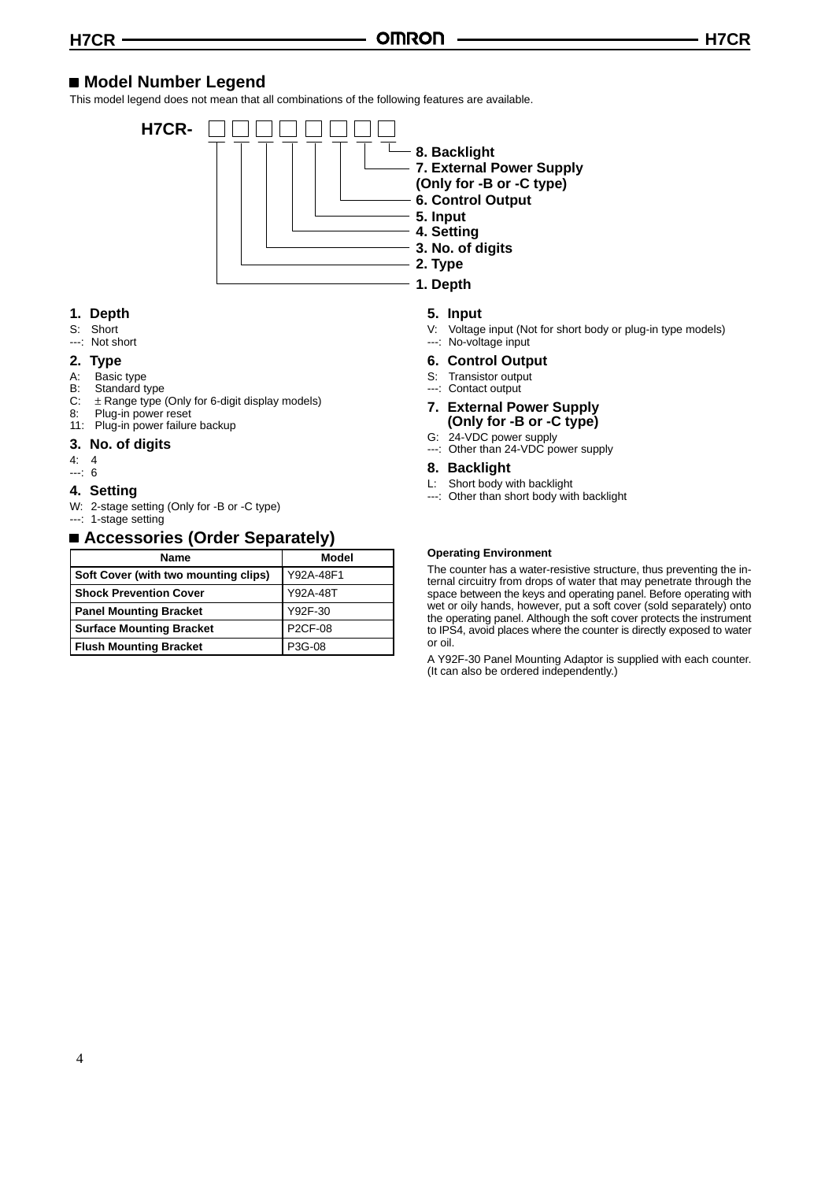## Model Number Legend

This model legend does not mean that all combinations of the following features are available.

```
H7CR- □ □ □ □ □ □ □ □
      1 2 3 4 5 6 7 8
```

1. Depth
2. Type
3. No. of digits
4. Setting
5. Input
6. Control Output
7. External Power Supply (Only for -B or -C type)
8. Backlight

### 1. Depth

S: Short
---: Not short

### 2. Type

A: Basic type
B: Standard type
C: ± Range type (Only for 6-digit display models)
8: Plug-in power reset
11: Plug-in power failure backup

### 3. No. of digits

4: 4
---: 6

### 4. Setting

W: 2-stage setting (Only for -B or -C type)
---: 1-stage setting

### 5. Input

V: Voltage input (Not for short body or plug-in type models)
---: No-voltage input

### 6. Control Output

S: Transistor output
---: Contact output

### 7. External Power Supply (Only for -B or -C type)

G: 24-VDC power supply
---: Other than 24-VDC power supply

### 8. Backlight

L: Short body with backlight
---: Other than short body with backlight

## Accessories (Order Separately)

| Name | Model |
|---|---|
| **Soft Cover (with two mounting clips)** | Y92A-48F1 |
| **Shock Prevention Cover** | Y92A-48T |
| **Panel Mounting Bracket** | Y92F-30 |
| **Surface Mounting Bracket** | P2CF-08 |
| **Flush Mounting Bracket** | P3G-08 |

#### Operating Environment

The counter has a water-resistive structure, thus preventing the internal circuitry from drops of water that may penetrate through the space between the keys and operating panel. Before operating with wet or oily hands, however, put a soft cover (sold separately) onto the operating panel. Although the soft cover protects the instrument to IPS4, avoid places where the counter is directly exposed to water or oil.

A Y92F-30 Panel Mounting Adaptor is supplied with each counter. (It can also be ordered independently.)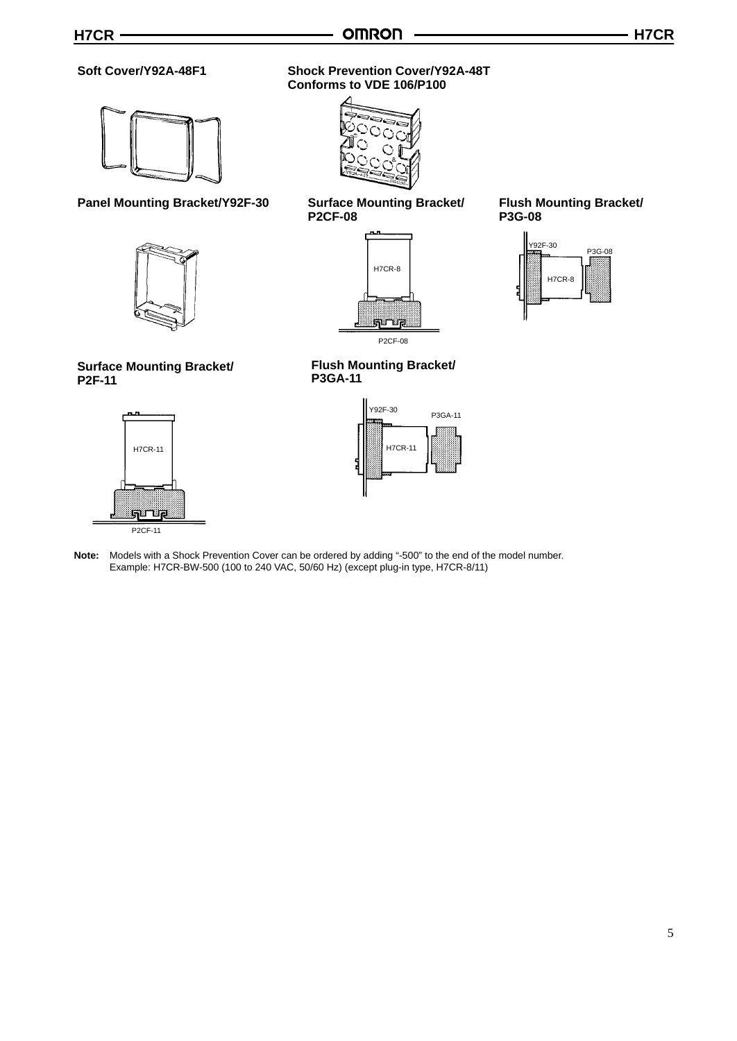**Soft Cover/Y92A-48F1**

**Shock Prevention Cover/Y92A-48T Conforms to VDE 106/P100**

**Panel Mounting Bracket/Y92F-30**

**Surface Mounting Bracket/ P2CF-08**

H7CR-8

P2CF-08

**Flush Mounting Bracket/ P3G-08**

Y92F-30

P3G-08

H7CR-8

**Surface Mounting Bracket/ P2F-11**

H7CR-11

P2CF-11

**Flush Mounting Bracket/ P3GA-11**

Y92F-30

P3GA-11

H7CR-11

**Note:** Models with a Shock Prevention Cover can be ordered by adding "-500" to the end of the model number.
Example: H7CR-BW-500 (100 to 240 VAC, 50/60 Hz) (except plug-in type, H7CR-8/11)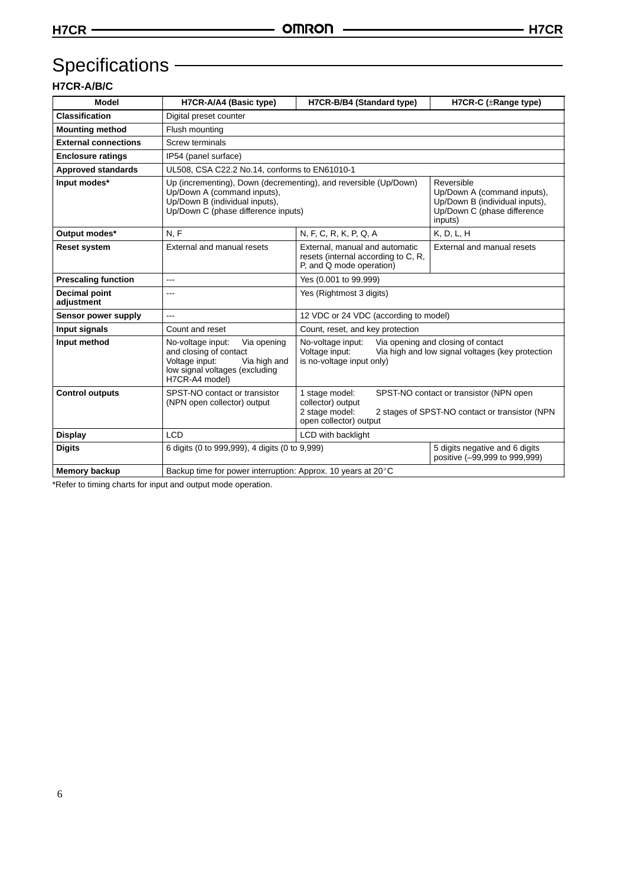# Specifications

## H7CR-A/B/C

| Model | H7CR-A/A4 (Basic type) | H7CR-B/B4 (Standard type) | H7CR-C (±Range type) |
|---|---|---|---|
| **Classification** | Digital preset counter | | |
| **Mounting method** | Flush mounting | | |
| **External connections** | Screw terminals | | |
| **Enclosure ratings** | IP54 (panel surface) | | |
| **Approved standards** | UL508, CSA C22.2 No.14, conforms to EN61010-1 | | |
| **Input modes*** | Up (incrementing), Down (decrementing), and reversible (Up/Down) Up/Down A (command inputs), Up/Down B (individual inputs), Up/Down C (phase difference inputs) | | Reversible Up/Down A (command inputs), Up/Down B (individual inputs), Up/Down C (phase difference inputs) |
| **Output modes*** | N, F | N, F, C, R, K, P, Q, A | K, D, L, H |
| **Reset system** | External and manual resets | External, manual and automatic resets (internal according to C, R, P, and Q mode operation) | External and manual resets |
| **Prescaling function** | --- | Yes (0.001 to 99.999) | |
| **Decimal point adjustment** | --- | Yes (Rightmost 3 digits) | |
| **Sensor power supply** | --- | 12 VDC or 24 VDC (according to model) | |
| **Input signals** | Count and reset | Count, reset, and key protection | |
| **Input method** | No-voltage input: Via opening and closing of contact Voltage input: Via high and low signal voltages (excluding H7CR-A4 model) | No-voltage input: Via opening and closing of contact Voltage input: Via high and low signal voltages (key protection is no-voltage input only) | |
| **Control outputs** | SPST-NO contact or transistor (NPN open collector) output | 1 stage model: SPST-NO contact or transistor (NPN open collector) output 2 stage model: 2 stages of SPST-NO contact or transistor (NPN open collector) output | |
| **Display** | LCD | LCD with backlight | |
| **Digits** | 6 digits (0 to 999,999), 4 digits (0 to 9,999) | | 5 digits negative and 6 digits positive (–99,999 to 999,999) |
| **Memory backup** | Backup time for power interruption: Approx. 10 years at 20°C | | |

*Refer to timing charts for input and output mode operation.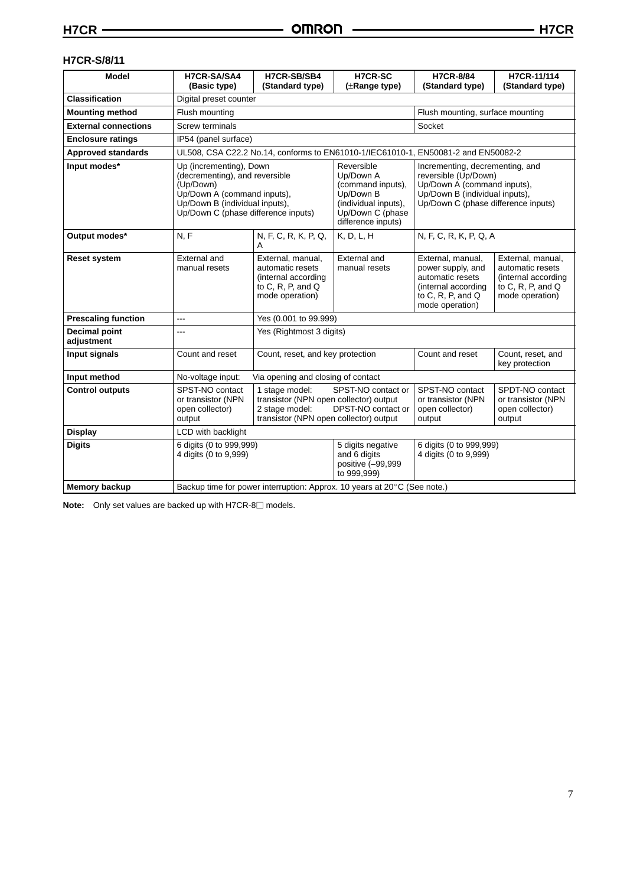## H7CR-S/8/11

| Model | H7CR-SA/SA4 (Basic type) | H7CR-SB/SB4 (Standard type) | H7CR-SC (±Range type) | H7CR-8/84 (Standard type) | H7CR-11/114 (Standard type) |
|---|---|---|---|---|---|
| Classification | Digital preset counter | | | | |
| Mounting method | Flush mounting | | | Flush mounting, surface mounting | |
| External connections | Screw terminals | | | Socket | |
| Enclosure ratings | IP54 (panel surface) | | | | |
| Approved standards | UL508, CSA C22.2 No.14, conforms to EN61010-1/IEC61010-1, EN50081-2 and EN50082-2 | | | | |
| Input modes* | Up (incrementing), Down (decrementing), and reversible (Up/Down) Up/Down A (command inputs), Up/Down B (individual inputs), Up/Down C (phase difference inputs) | | Reversible Up/Down A (command inputs), Up/Down B (individual inputs), Up/Down C (phase difference inputs) | Incrementing, decrementing, and reversible (Up/Down) Up/Down A (command inputs), Up/Down B (individual inputs), Up/Down C (phase difference inputs) | |
| Output modes* | N, F | N, F, C, R, K, P, Q, A | K, D, L, H | N, F, C, R, K, P, Q, A | |
| Reset system | External and manual resets | External, manual, automatic resets (internal according to C, R, P, and Q mode operation) | External and manual resets | External, manual, power supply, and automatic resets (internal according to C, R, P, and Q mode operation) | External, manual, automatic resets (internal according to C, R, P, and Q mode operation) |
| Prescaling function | --- | Yes (0.001 to 99.999) | | | |
| Decimal point adjustment | --- | Yes (Rightmost 3 digits) | | | |
| Input signals | Count and reset | Count, reset, and key protection | | Count and reset | Count, reset, and key protection |
| Input method | No-voltage input: Via opening and closing of contact | | | | |
| Control outputs | SPST-NO contact or transistor (NPN open collector) output | 1 stage model: SPST-NO contact or transistor (NPN open collector) output 2 stage model: DPST-NO contact or transistor (NPN open collector) output | | SPST-NO contact or transistor (NPN open collector) output | SPDT-NO contact or transistor (NPN open collector) output |
| Display | LCD with backlight | | | | |
| Digits | 6 digits (0 to 999,999) 4 digits (0 to 9,999) | | 5 digits negative and 6 digits positive (–99,999 to 999,999) | 6 digits (0 to 999,999) 4 digits (0 to 9,999) | |
| Memory backup | Backup time for power interruption: Approx. 10 years at 20°C (See note.) | | | | |

**Note:** Only set values are backed up with H7CR-8□ models.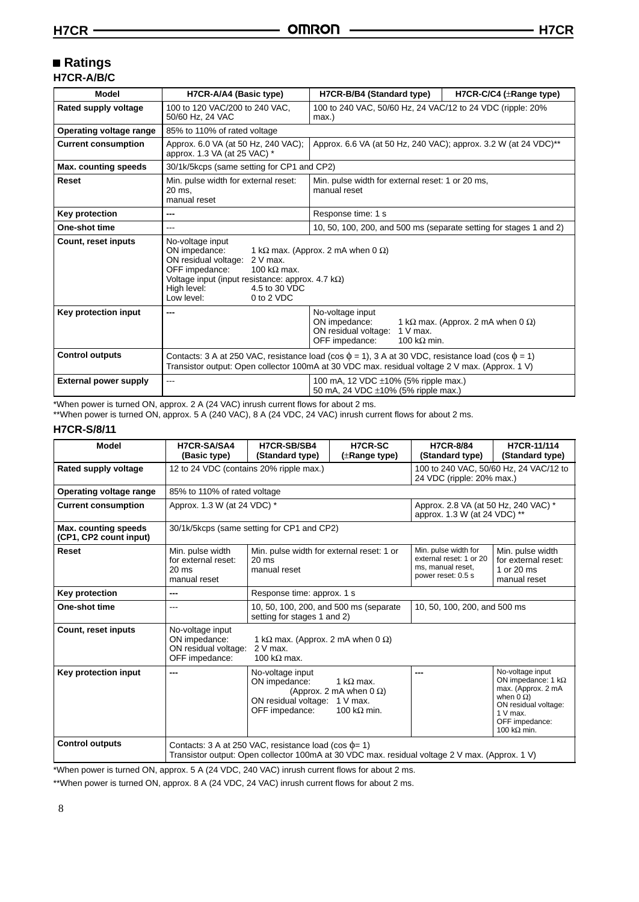## ■ Ratings

### H7CR-A/B/C

| Model | H7CR-A/A4 (Basic type) | H7CR-B/B4 (Standard type) | H7CR-C/C4 (±Range type) |
|---|---|---|---|
| Rated supply voltage | 100 to 120 VAC/200 to 240 VAC, 50/60 Hz, 24 VAC | 100 to 240 VAC, 50/60 Hz, 24 VAC/12 to 24 VDC (ripple: 20% max.) | |
| Operating voltage range | 85% to 110% of rated voltage | | |
| Current consumption | Approx. 6.0 VA (at 50 Hz, 240 VAC); approx. 1.3 VA (at 25 VAC) * | Approx. 6.6 VA (at 50 Hz, 240 VAC); approx. 3.2 W (at 24 VDC)** | |
| Max. counting speeds | 30/1k/5kcps (same setting for CP1 and CP2) | | |
| Reset | Min. pulse width for external reset: 20 ms, manual reset | Min. pulse width for external reset: 1 or 20 ms, manual reset | |
| Key protection | --- | Response time: 1 s | |
| One-shot time | --- | 10, 50, 100, 200, and 500 ms (separate setting for stages 1 and 2) | |
| Count, reset inputs | No-voltage input<br>ON impedance: 1 kΩ max. (Approx. 2 mA when 0 Ω)<br>ON residual voltage: 2 V max.<br>OFF impedance: 100 kΩ max.<br>Voltage input (input resistance: approx. 4.7 kΩ)<br>High level: 4.5 to 30 VDC<br>Low level: 0 to 2 VDC | | |
| Key protection input | --- | No-voltage input<br>ON impedance: 1 kΩ max. (Approx. 2 mA when 0 Ω)<br>ON residual voltage: 1 V max.<br>OFF impedance: 100 kΩ min. | |
| Control outputs | Contacts: 3 A at 250 VAC, resistance load (cos ϕ = 1), 3 A at 30 VDC, resistance load (cos ϕ = 1)<br>Transistor output: Open collector 100mA at 30 VDC max. residual voltage 2 V max. (Approx. 1 V) | | |
| External power supply | --- | 100 mA, 12 VDC ±10% (5% ripple max.)<br>50 mA, 24 VDC ±10% (5% ripple max.) | |

*When power is turned ON, approx. 2 A (24 VAC) inrush current flows for about 2 ms.

**When power is turned ON, approx. 5 A (240 VAC), 8 A (24 VDC, 24 VAC) inrush current flows for about 2 ms.

### H7CR-S/8/11

| Model | H7CR-SA/SA4 (Basic type) | H7CR-SB/SB4 (Standard type) | H7CR-SC (±Range type) | H7CR-8/84 (Standard type) | H7CR-11/114 (Standard type) |
|---|---|---|---|---|---|
| Rated supply voltage | 12 to 24 VDC (contains 20% ripple max.) | | | 100 to 240 VAC, 50/60 Hz, 24 VAC/12 to 24 VDC (ripple: 20% max.) | |
| Operating voltage range | 85% to 110% of rated voltage | | | | |
| Current consumption | Approx. 1.3 W (at 24 VDC) * | | | Approx. 2.8 VA (at 50 Hz, 240 VAC) *<br>approx. 1.3 W (at 24 VDC) ** | |
| Max. counting speeds (CP1, CP2 count input) | 30/1k/5kcps (same setting for CP1 and CP2) | | | | |
| Reset | Min. pulse width for external reset: 20 ms manual reset | Min. pulse width for external reset: 1 or 20 ms manual reset | | Min. pulse width for external reset: 1 or 20 ms, manual reset, power reset: 0.5 s | Min. pulse width for external reset: 1 or 20 ms manual reset |
| Key protection | --- | Response time: approx. 1 s | | | |
| One-shot time | --- | 10, 50, 100, 200, and 500 ms (separate setting for stages 1 and 2) | | 10, 50, 100, 200, and 500 ms | |
| Count, reset inputs | No-voltage input<br>ON impedance: 1 kΩ max. (Approx. 2 mA when 0 Ω)<br>ON residual voltage: 2 V max.<br>OFF impedance: 100 kΩ max. | | | | |
| Key protection input | --- | No-voltage input<br>ON impedance: 1 kΩ max. (Approx. 2 mA when 0 Ω)<br>ON residual voltage: 1 V max.<br>OFF impedance: 100 kΩ min. | | --- | No-voltage input<br>ON impedance: 1 kΩ max. (Approx. 2 mA when 0 Ω)<br>ON residual voltage: 1 V max.<br>OFF impedance: 100 kΩ min. |
| Control outputs | Contacts: 3 A at 250 VAC, resistance load (cos ϕ= 1)<br>Transistor output: Open collector 100mA at 30 VDC max. residual voltage 2 V max. (Approx. 1 V) | | | | |

*When power is turned ON, approx. 5 A (24 VDC, 240 VAC) inrush current flows for about 2 ms.

**When power is turned ON, approx. 8 A (24 VDC, 24 VAC) inrush current flows for about 2 ms.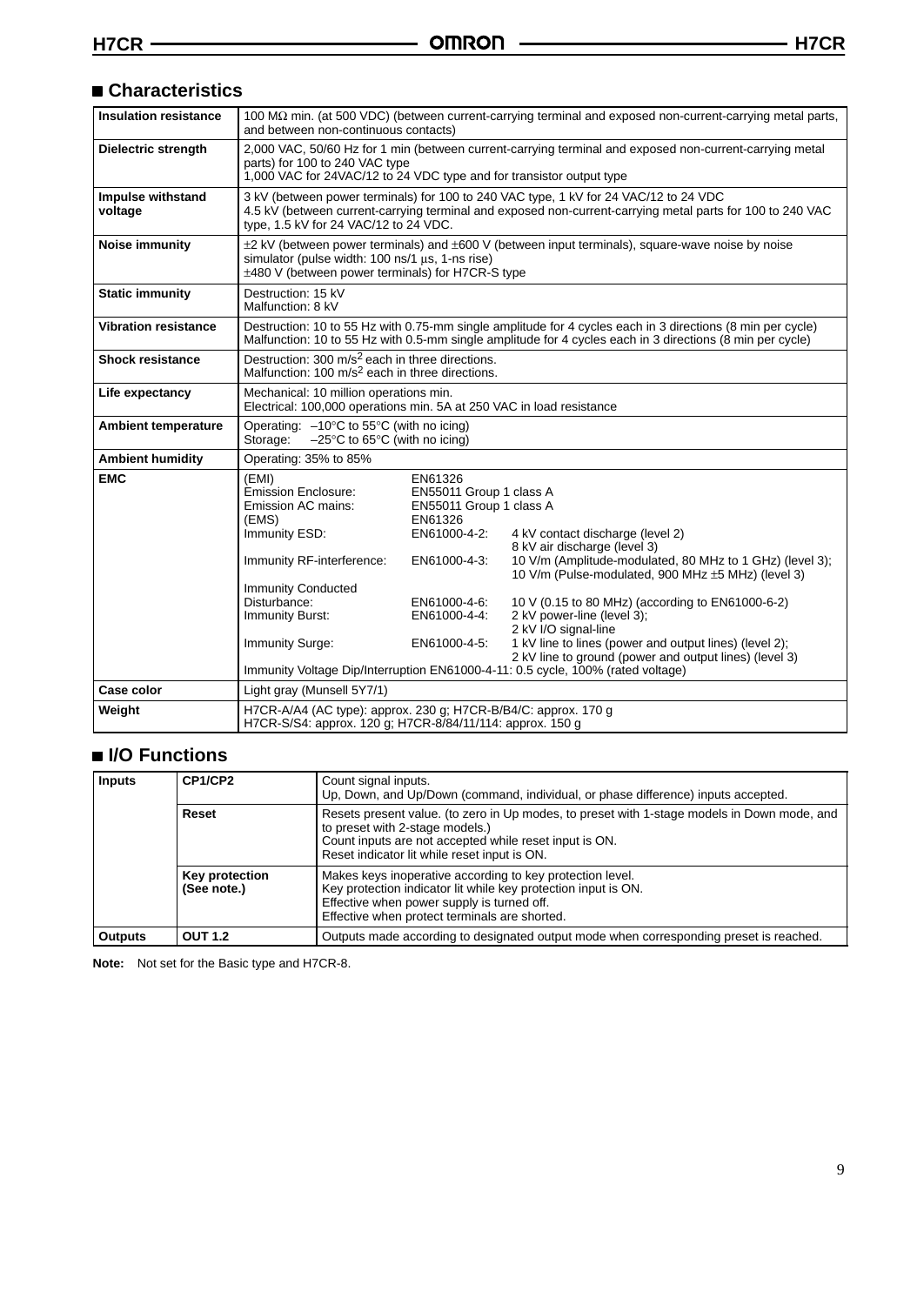## Characteristics

| | |
|---|---|
| **Insulation resistance** | 100 MΩ min. (at 500 VDC) (between current-carrying terminal and exposed non-current-carrying metal parts, and between non-continuous contacts) |
| **Dielectric strength** | 2,000 VAC, 50/60 Hz for 1 min (between current-carrying terminal and exposed non-current-carrying metal parts) for 100 to 240 VAC type<br>1,000 VAC for 24VAC/12 to 24 VDC type and for transistor output type |
| **Impulse withstand voltage** | 3 kV (between power terminals) for 100 to 240 VAC type, 1 kV for 24 VAC/12 to 24 VDC<br>4.5 kV (between current-carrying terminal and exposed non-current-carrying metal parts for 100 to 240 VAC type, 1.5 kV for 24 VAC/12 to 24 VDC. |
| **Noise immunity** | ±2 kV (between power terminals) and ±600 V (between input terminals), square-wave noise by noise simulator (pulse width: 100 ns/1 µs, 1-ns rise)<br>±480 V (between power terminals) for H7CR-S type |
| **Static immunity** | Destruction: 15 kV<br>Malfunction: 8 kV |
| **Vibration resistance** | Destruction: 10 to 55 Hz with 0.75-mm single amplitude for 4 cycles each in 3 directions (8 min per cycle)<br>Malfunction: 10 to 55 Hz with 0.5-mm single amplitude for 4 cycles each in 3 directions (8 min per cycle) |
| **Shock resistance** | Destruction: 300 $m/s^2$ each in three directions.<br>Malfunction: 100 $m/s^2$ each in three directions. |
| **Life expectancy** | Mechanical: 10 million operations min.<br>Electrical: 100,000 operations min. 5A at 250 VAC in load resistance |
| **Ambient temperature** | Operating: –10°C to 55°C (with no icing)<br>Storage: –25°C to 65°C (with no icing) |
| **Ambient humidity** | Operating: 35% to 85% |
| **EMC** | (EMI) EN61326<br>Emission Enclosure: EN55011 Group 1 class A<br>Emission AC mains: EN55011 Group 1 class A<br>(EMS) EN61326<br>Immunity ESD: EN61000-4-2: 4 kV contact discharge (level 2); 8 kV air discharge (level 3)<br>Immunity RF-interference: EN61000-4-3: 10 V/m (Amplitude-modulated, 80 MHz to 1 GHz) (level 3); 10 V/m (Pulse-modulated, 900 MHz ±5 MHz) (level 3)<br>Immunity Conducted Disturbance: EN61000-4-6: 10 V (0.15 to 80 MHz) (according to EN61000-6-2)<br>Immunity Burst: EN61000-4-4: 2 kV power-line (level 3); 2 kV I/O signal-line<br>Immunity Surge: EN61000-4-5: 1 kV line to lines (power and output lines) (level 2); 2 kV line to ground (power and output lines) (level 3)<br>Immunity Voltage Dip/Interruption EN61000-4-11: 0.5 cycle, 100% (rated voltage) |
| **Case color** | Light gray (Munsell 5Y7/1) |
| **Weight** | H7CR-A/A4 (AC type): approx. 230 g; H7CR-B/B4/C: approx. 170 g<br>H7CR-S/S4: approx. 120 g; H7CR-8/84/11/114: approx. 150 g |

## I/O Functions

| | | |
|---|---|---|
| **Inputs** | **CP1/CP2** | Count signal inputs.<br>Up, Down, and Up/Down (command, individual, or phase difference) inputs accepted. |
| | **Reset** | Resets present value. (to zero in Up modes, to preset with 1-stage models in Down mode, and to preset with 2-stage models.)<br>Count inputs are not accepted while reset input is ON.<br>Reset indicator lit while reset input is ON. |
| | **Key protection (See note.)** | Makes keys inoperative according to key protection level.<br>Key protection indicator lit while key protection input is ON.<br>Effective when power supply is turned off.<br>Effective when protect terminals are shorted. |
| **Outputs** | **OUT 1.2** | Outputs made according to designated output mode when corresponding preset is reached. |

**Note:** Not set for the Basic type and H7CR-8.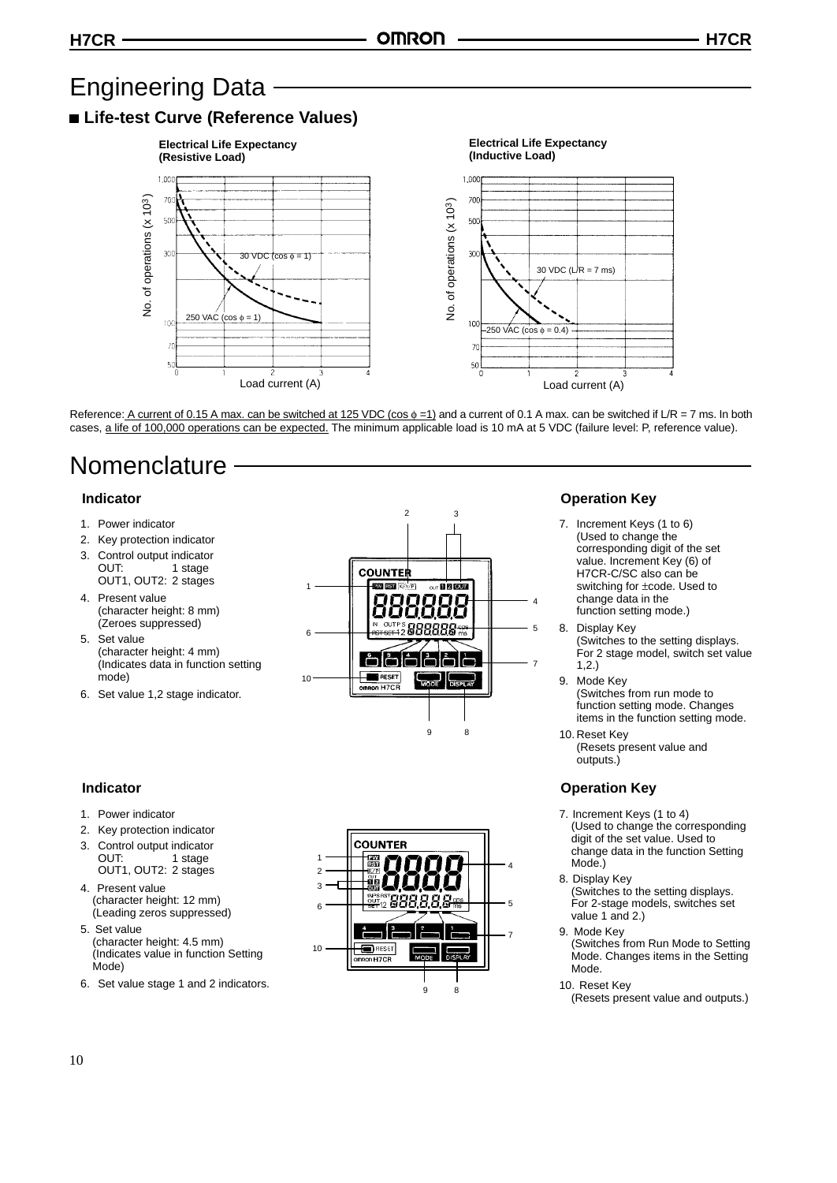# Engineering Data

## Life-test Curve (Reference Values)

**Electrical Life Expectancy (Resistive Load)**

**Electrical Life Expectancy (Inductive Load)**

Reference: A current of 0.15 A max. can be switched at 125 VDC (cos ϕ =1) and a current of 0.1 A max. can be switched if L/R = 7 ms. In both cases, a life of 100,000 operations can be expected. The minimum applicable load is 10 mA at 5 VDC (failure level: P, reference value).

# Nomenclature

### Indicator

1. Power indicator
2. Key protection indicator
3. Control output indicator
   OUT: 1 stage
   OUT1, OUT2: 2 stages
4. Present value
   (character height: 8 mm)
   (Zeroes suppressed)
5. Set value
   (character height: 4 mm)
   (Indicates data in function setting mode)
6. Set value 1,2 stage indicator.

### Operation Key

7. Increment Keys (1 to 6)
   (Used to change the corresponding digit of the set value. Increment Key (6) of H7CR-C/SC also can be switching for ±code. Used to change data in the function setting mode.)
8. Display Key
   (Switches to the setting displays. For 2 stage model, switch set value 1,2.)
9. Mode Key
   (Switches from run mode to function setting mode. Changes items in the function setting mode.
10. Reset Key
    (Resets present value and outputs.)

### Indicator

1. Power indicator
2. Key protection indicator
3. Control output indicator
   OUT: 1 stage
   OUT1, OUT2: 2 stages
4. Present value
   (character height: 12 mm)
   (Leading zeros suppressed)
5. Set value
   (character height: 4.5 mm)
   (Indicates value in function Setting Mode)
6. Set value stage 1 and 2 indicators.

### Operation Key

7. Increment Keys (1 to 4)
   (Used to change the corresponding digit of the set value. Used to change data in the function Setting Mode.)
8. Display Key
   (Switches to the setting displays. For 2-stage models, switches set value 1 and 2.)
9. Mode Key
   (Switches from Run Mode to Setting Mode. Changes items in the Setting Mode.
10. Reset Key
    (Resets present value and outputs.)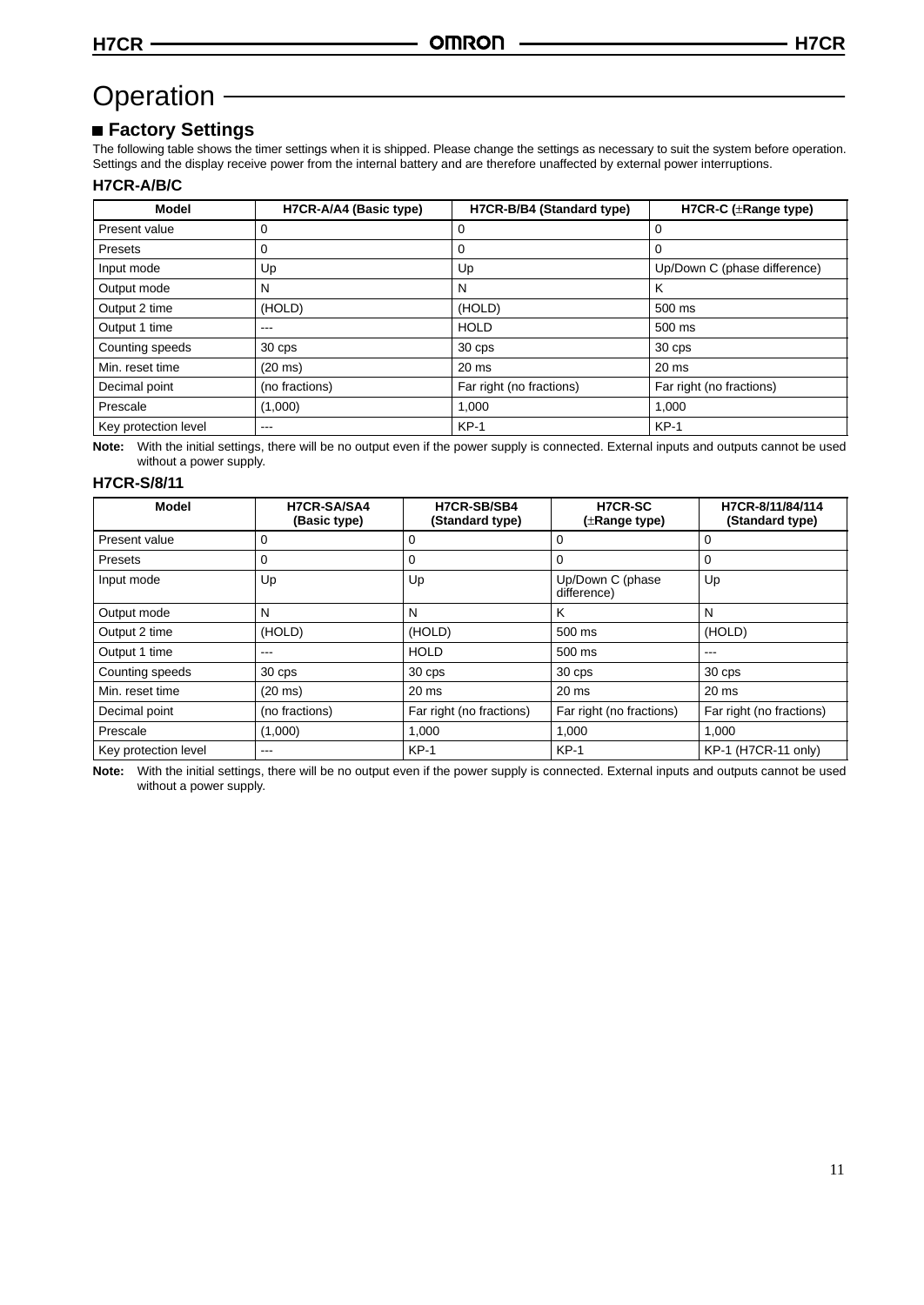# Operation

## ■ Factory Settings

The following table shows the timer settings when it is shipped. Please change the settings as necessary to suit the system before operation. Settings and the display receive power from the internal battery and are therefore unaffected by external power interruptions.

### H7CR-A/B/C

| Model | H7CR-A/A4 (Basic type) | H7CR-B/B4 (Standard type) | H7CR-C (±Range type) |
|---|---|---|---|
| Present value | 0 | 0 | 0 |
| Presets | 0 | 0 | 0 |
| Input mode | Up | Up | Up/Down C (phase difference) |
| Output mode | N | N | K |
| Output 2 time | (HOLD) | (HOLD) | 500 ms |
| Output 1 time | --- | HOLD | 500 ms |
| Counting speeds | 30 cps | 30 cps | 30 cps |
| Min. reset time | (20 ms) | 20 ms | 20 ms |
| Decimal point | (no fractions) | Far right (no fractions) | Far right (no fractions) |
| Prescale | (1,000) | 1,000 | 1,000 |
| Key protection level | --- | KP-1 | KP-1 |

**Note:** With the initial settings, there will be no output even if the power supply is connected. External inputs and outputs cannot be used without a power supply.

### H7CR-S/8/11

| Model | H7CR-SA/SA4 (Basic type) | H7CR-SB/SB4 (Standard type) | H7CR-SC (±Range type) | H7CR-8/11/84/114 (Standard type) |
|---|---|---|---|---|
| Present value | 0 | 0 | 0 | 0 |
| Presets | 0 | 0 | 0 | 0 |
| Input mode | Up | Up | Up/Down C (phase difference) | Up |
| Output mode | N | N | K | N |
| Output 2 time | (HOLD) | (HOLD) | 500 ms | (HOLD) |
| Output 1 time | --- | HOLD | 500 ms | --- |
| Counting speeds | 30 cps | 30 cps | 30 cps | 30 cps |
| Min. reset time | (20 ms) | 20 ms | 20 ms | 20 ms |
| Decimal point | (no fractions) | Far right (no fractions) | Far right (no fractions) | Far right (no fractions) |
| Prescale | (1,000) | 1,000 | 1,000 | 1,000 |
| Key protection level | --- | KP-1 | KP-1 | KP-1 (H7CR-11 only) |

**Note:** With the initial settings, there will be no output even if the power supply is connected. External inputs and outputs cannot be used without a power supply.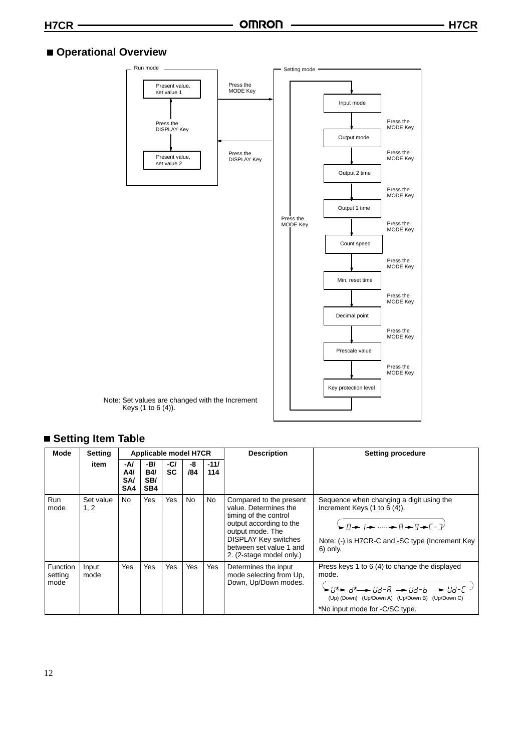## ■ Operational Overview

Run mode

- Present value, set value 1
- Press the DISPLAY Key
- Present value, set value 2

Press the MODE Key (Run mode → Setting mode)

Press the DISPLAY Key (Setting mode → Run mode)

Setting mode

- Input mode
- Press the MODE Key
- Output mode
- Press the MODE Key
- Output 2 time
- Press the MODE Key
- Output 1 time
- Press the MODE Key
- Count speed
- Press the MODE Key
- Min. reset time
- Press the MODE Key
- Decimal point
- Press the MODE Key
- Prescale value
- Press the MODE Key
- Key protection level
- Press the MODE Key (returns to Input mode)

Note: Set values are changed with the Increment Keys (1 to 6 (4)).

## ■ Setting Item Table

| Mode | Setting item | Applicable model H7CR | | | | | Description | Setting procedure |
|---|---|---|---|---|---|---|---|---|
| | | -A/ A4/ SA/ SA4 | -B/ B4/ SB/ SB4 | -C/ SC | -8 /84 | -11/ 114 | | |
| Run mode | Set value 1, 2 | No | Yes | Yes | No | No | Compared to the present value. Determines the timing of the control output according to the output mode. The DISPLAY Key switches between set value 1 and 2. (2-stage model only.) | Sequence when changing a digit using the Increment Keys (1 to 6 (4)). → 0 → 1 → ····· → 8 → 9 → (-) → (back to 0) Note: (-) is H7CR-C and -SC type (Increment Key 6) only. |
| Function setting mode | Input mode | Yes | Yes | Yes | Yes | Yes | Determines the input mode selecting from Up, Down, Up/Down modes. | Press keys 1 to 6 (4) to change the displayed mode. → U* → d* → Ud-A → Ud-b → Ud-C → (back to U) (Up) (Down) (Up/Down A) (Up/Down B) (Up/Down C) *No input mode for -C/SC type. |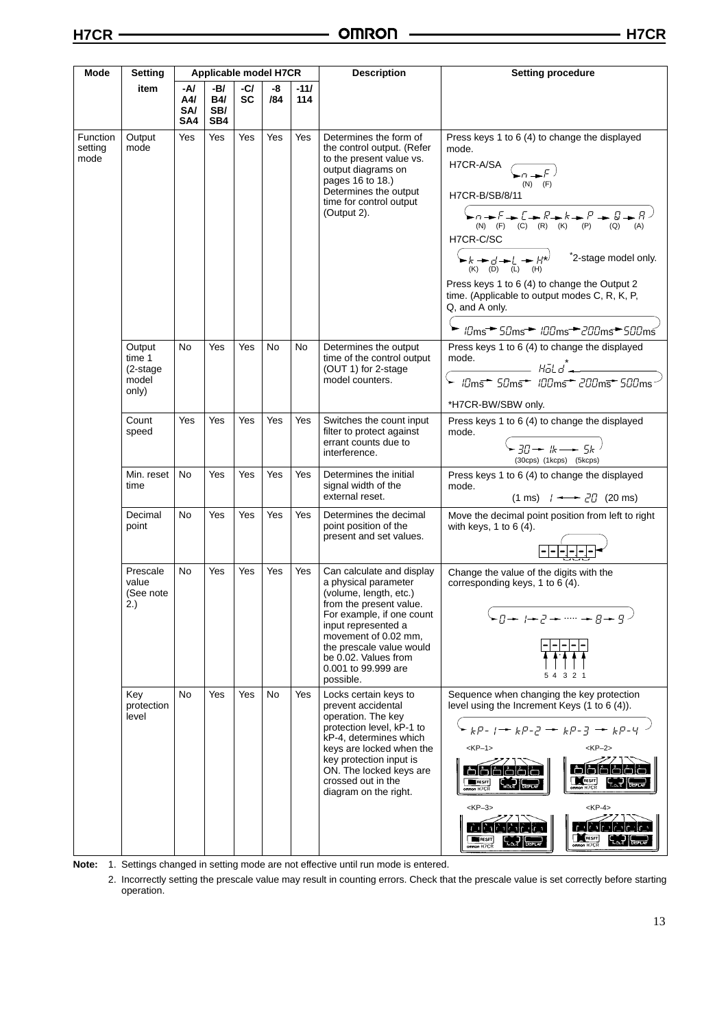| Mode | Setting item | Applicable model H7CR | | | | | Description | Setting procedure |
|---|---|---|---|---|---|---|---|---|
| | | -A/ A4/ SA/ SA4 | -B/ B4/ SB/ SB4 | -C/ SC | -8 /84 | -11/ 114 | | |
| Function setting mode | Output mode | Yes | Yes | Yes | Yes | Yes | Determines the form of the control output. (Refer to the present value vs. output diagrams on pages 16 to 18.) Determines the output time for control output (Output 2). | Press keys 1 to 6 (4) to change the displayed mode. H7CR-A/SA: n (N) → F (F). H7CR-B/SB/8/11: n (N) → F (F) → C (C) → R (R) → k (K) → P (P) → Q (Q) → A (A). H7CR-C/SC: k (K) → d (D) → L (L) → H* (H) *2-stage model only. Press keys 1 to 6 (4) to change the Output 2 time. (Applicable to output modes C, R, K, P, Q, and A only. 10ms → 50ms → 100ms → 200ms → 500ms |
| | Output time 1 (2-stage model only) | No | Yes | Yes | No | No | Determines the output time of the control output (OUT 1) for 2-stage model counters. | Press keys 1 to 6 (4) to change the displayed mode. HoLd* → 10ms → 50ms → 100ms → 200ms → 500ms. *H7CR-BW/SBW only. |
| | Count speed | Yes | Yes | Yes | Yes | Yes | Switches the count input filter to protect against errant counts due to interference. | Press keys 1 to 6 (4) to change the displayed mode. 30 (30cps) → 1k (1kcps) → 5k (5kcps) |
| | Min. reset time | No | Yes | Yes | Yes | Yes | Determines the initial signal width of the external reset. | Press keys 1 to 6 (4) to change the displayed mode. (1 ms) 1 ↔ 20 (20 ms) |
| | Decimal point | No | Yes | Yes | Yes | Yes | Determines the decimal point position of the present and set values. | Move the decimal point position from left to right with keys, 1 to 6 (4). |
| | Prescale value (See note 2.) | No | Yes | Yes | Yes | Yes | Can calculate and display a physical parameter (volume, length, etc.) from the present value. For example, if one count input represented a movement of 0.02 mm, the prescale value would be 0.02. Values from 0.001 to 99.999 are possible. | Change the value of the digits with the corresponding keys, 1 to 6 (4). 0 → 1 → 2 → ..... → 8 → 9 (digits 5 4 3 2 1) |
| | Key protection level | No | Yes | Yes | No | Yes | Locks certain keys to prevent accidental operation. The key protection level, kP-1 to kP-4, determines which keys are locked when the key protection input is ON. The locked keys are crossed out in the diagram on the right. | Sequence when changing the key protection level using the Increment Keys (1 to 6 (4)). kP-1 → kP-2 → kP-3 → kP-4. <KP–1> <KP–2> <KP–3> <KP–4> |

**Note:** 1. Settings changed in setting mode are not effective until run mode is entered.

2. Incorrectly setting the prescale value may result in counting errors. Check that the prescale value is set correctly before starting operation.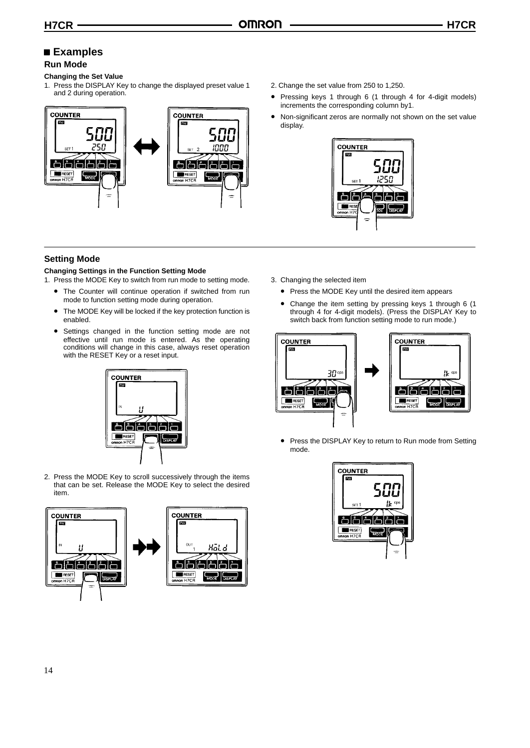## Examples

### Run Mode

#### Changing the Set Value

1. Press the DISPLAY Key to change the displayed preset value 1 and 2 during operation.

2. Change the set value from 250 to 1,250.

- Pressing keys 1 through 6 (1 through 4 for 4-digit models) increments the corresponding column by1.
- Non-significant zeros are normally not shown on the set value display.

### Setting Mode

#### Changing Settings in the Function Setting Mode

1. Press the MODE Key to switch from run mode to setting mode.
   - The Counter will continue operation if switched from run mode to function setting mode during operation.
   - The MODE Key will be locked if the key protection function is enabled.
   - Settings changed in the function setting mode are not effective until run mode is entered. As the operating conditions will change in this case, always reset operation with the RESET Key or a reset input.

2. Press the MODE Key to scroll successively through the items that can be set. Release the MODE Key to select the desired item.

3. Changing the selected item
   - Press the MODE Key until the desired item appears
   - Change the item setting by pressing keys 1 through 6 (1 through 4 for 4-digit models). (Press the DISPLAY Key to switch back from function setting mode to run mode.)
   - Press the DISPLAY Key to return to Run mode from Setting mode.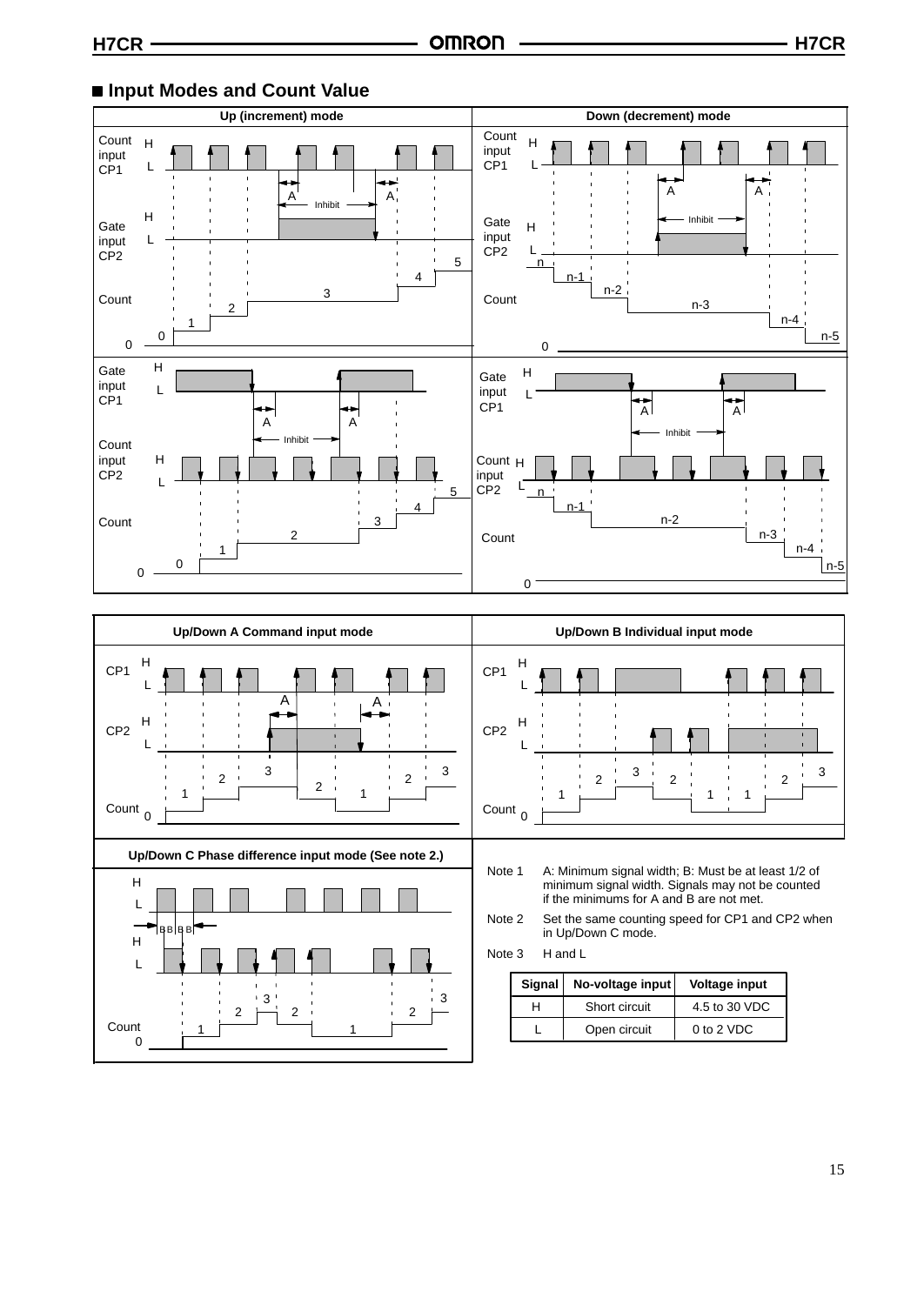## ■ Input Modes and Count Value

**Up (increment) mode**

**Down (decrement) mode**

**Up/Down A Command input mode**

**Up/Down B Individual input mode**

**Up/Down C Phase difference input mode (See note 2.)**

Note 1 A: Minimum signal width; B: Must be at least 1/2 of minimum signal width. Signals may not be counted if the minimums for A and B are not met.

Note 2 Set the same counting speed for CP1 and CP2 when in Up/Down C mode.

Note 3 H and L

| Signal | No-voltage input | Voltage input |
|---|---|---|
| H | Short circuit | 4.5 to 30 VDC |
| L | Open circuit | 0 to 2 VDC |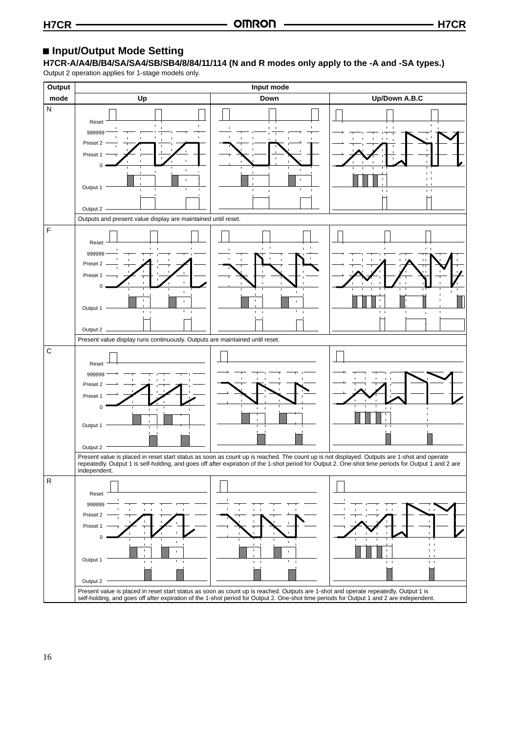## ■ Input/Output Mode Setting

**H7CR-A/A4/B/B4/SA/SA4/SB/SB4/8/84/11/114 (N and R modes only apply to the -A and -SA types.)**

Output 2 operation applies for 1-stage models only.

| Output mode | Input mode | | |
|---|---|---|---|
| | Up | Down | Up/Down A.B.C |
| N | Reset, 999999, Preset 2, Preset 1, 0, Output 1, Output 2 | | |
| | Outputs and present value display are maintained until reset. | | |
| F | Reset, 999999, Preset 2, Preset 1, 0, Output 1, Output 2 | | |
| | Present value display runs continuously. Outputs are maintained until reset. | | |
| C | Reset, 999999, Preset 2, Preset 1, 0, Output 1, Output 2 | | |
| | Present value is placed in reset start status as soon as count up is reached. The count up is not displayed. Outputs are 1-shot and operate repeatedly. Output 1 is self-holding, and goes off after expiration of the 1-shot period for Output 2. One-shot time periods for Output 1 and 2 are independent. | | |
| R | Reset, 999999, Preset 2, Preset 1, 0, Output 1, Output 2 | | |
| | Present value is placed in reset start status as soon as count up is reached. Outputs are 1-shot and operate repeatedly. Output 1 is self-holding, and goes off after expiration of the 1-shot period for Output 2. One-shot time periods for Output 1 and 2 are independent. | | |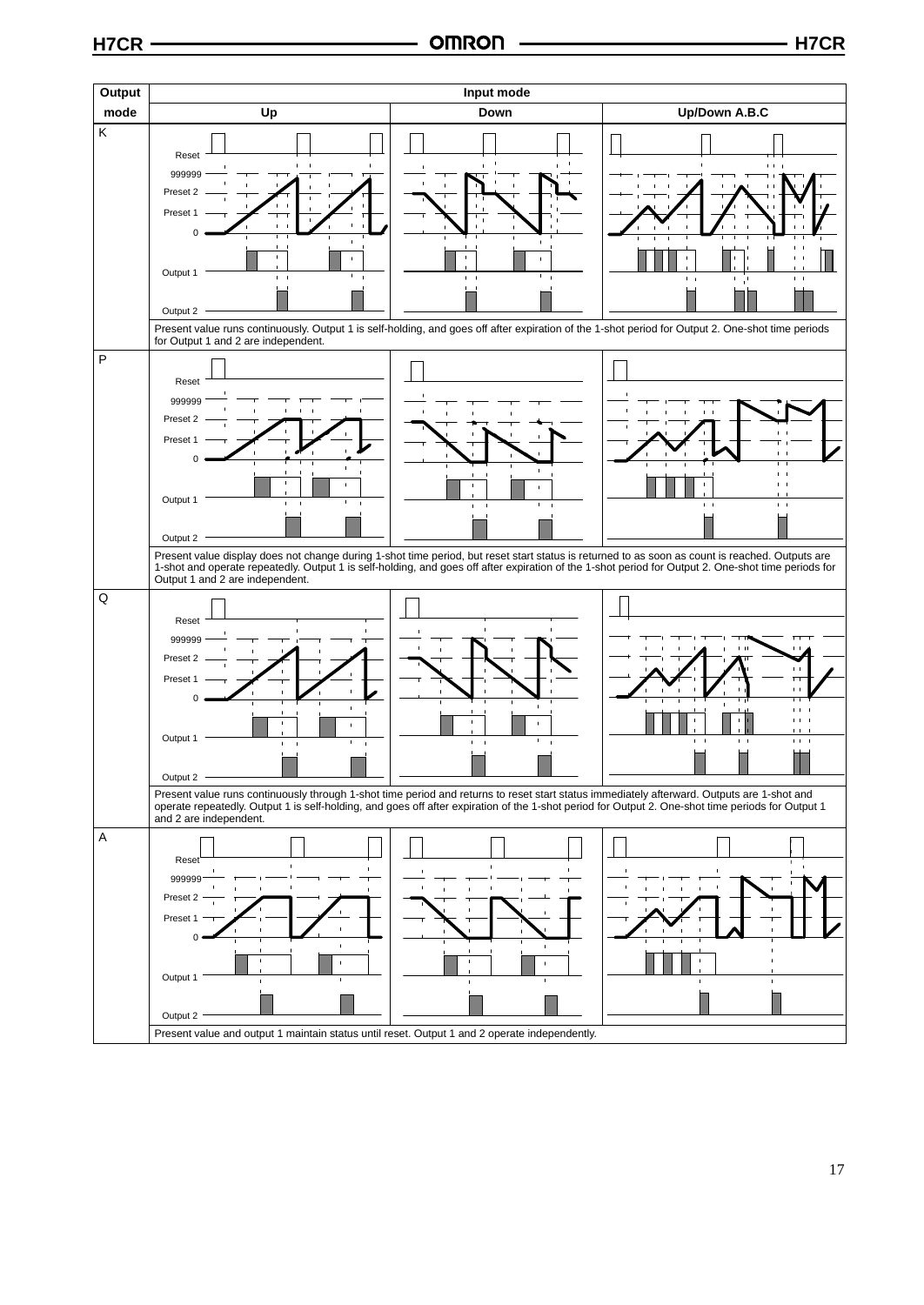| Output mode | Input mode | | |
|---|---|---|---|
| | Up | Down | Up/Down A.B.C |
| K | Reset, 999999, Preset 2, Preset 1, 0, Output 1, Output 2 | | |
| | Present value runs continuously. Output 1 is self-holding, and goes off after expiration of the 1-shot period for Output 2. One-shot time periods for Output 1 and 2 are independent. | | |
| P | Reset, 999999, Preset 2, Preset 1, 0, Output 1, Output 2 | | |
| | Present value display does not change during 1-shot time period, but reset start status is returned to as soon as count is reached. Outputs are 1-shot and operate repeatedly. Output 1 is self-holding, and goes off after expiration of the 1-shot period for Output 2. One-shot time periods for Output 1 and 2 are independent. | | |
| Q | Reset, 999999, Preset 2, Preset 1, 0, Output 1, Output 2 | | |
| | Present value runs continuously through 1-shot time period and returns to reset start status immediately afterward. Outputs are 1-shot and operate repeatedly. Output 1 is self-holding, and goes off after expiration of the 1-shot period for Output 2. One-shot time periods for Output 1 and 2 are independent. | | |
| A | Reset, 999999, Preset 2, Preset 1, 0, Output 1, Output 2 | | |
| | Present value and output 1 maintain status until reset. Output 1 and 2 operate independently. | | |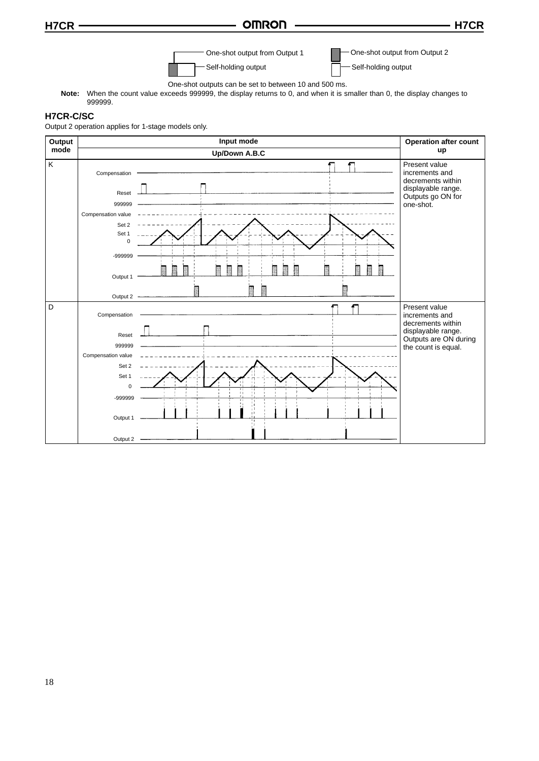One-shot output from Output 1 — Self-holding output

One-shot output from Output 2 — Self-holding output

One-shot outputs can be set to between 10 and 500 ms.

**Note:** When the count value exceeds 999999, the display returns to 0, and when it is smaller than 0, the display changes to 999999.

### H7CR-C/SC

Output 2 operation applies for 1-stage models only.

| Output mode | Input mode | Operation after count up |
|---|---|---|
| | Up/Down A.B.C | |
| K | Compensation, Reset, 999999, Compensation value, Set 2, Set 1, 0, -999999, Output 1, Output 2 | Present value increments and decrements within displayable range. Outputs go ON for one-shot. |
| D | Compensation, Reset, 999999, Compensation value, Set 2, Set 1, 0, -999999, Output 1, Output 2 | Present value increments and decrements within displayable range. Outputs are ON during the count is equal. |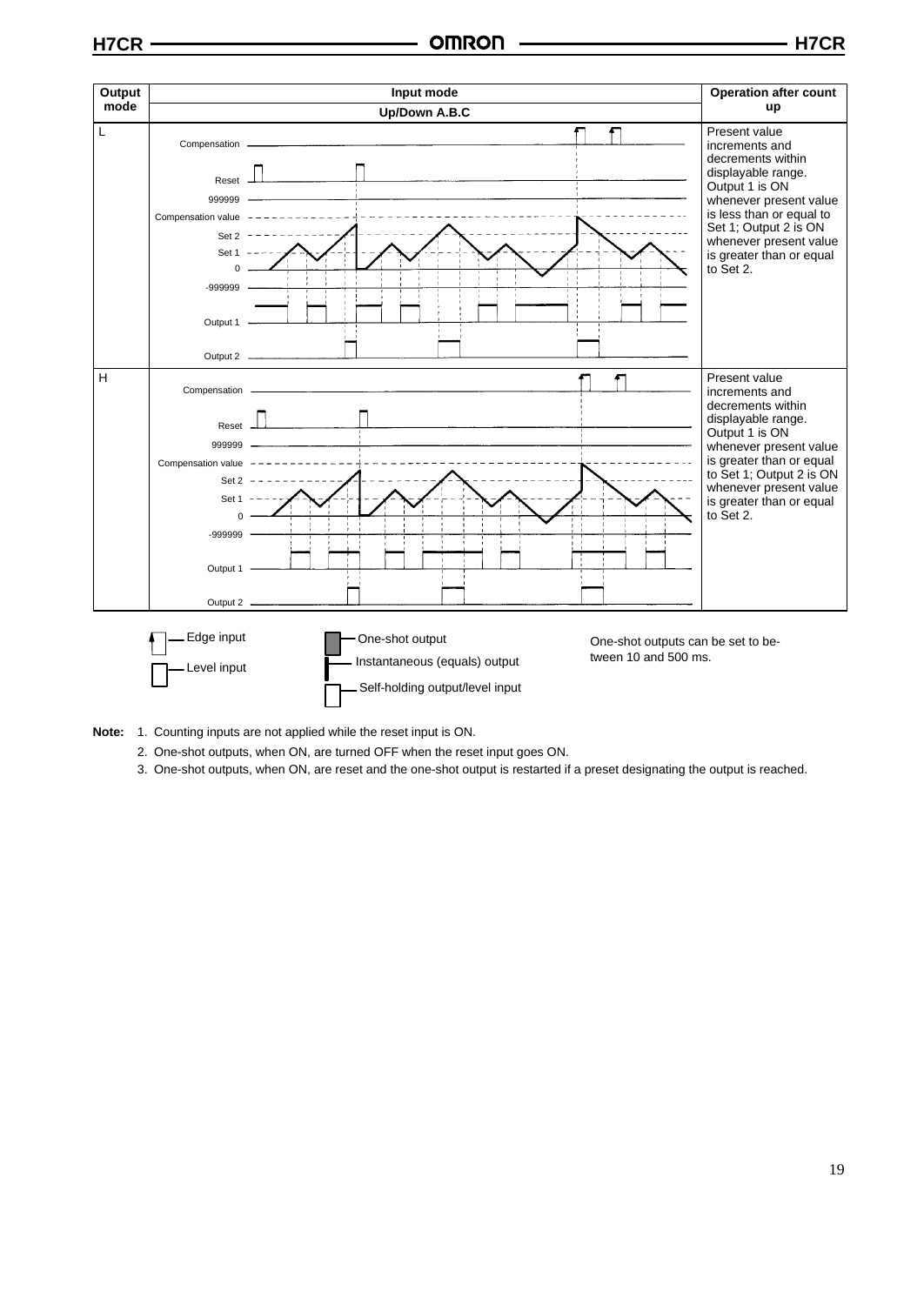| Output mode | Input mode | Operation after count up |
|---|---|---|
| | Up/Down A.B.C | |
| L | Compensation<br>Reset<br>999999<br>Compensation value<br>Set 2<br>Set 1<br>0<br>-999999<br>Output 1<br>Output 2 | Present value increments and decrements within displayable range. Output 1 is ON whenever present value is less than or equal to Set 1; Output 2 is ON whenever present value is greater than or equal to Set 2. |
| H | Compensation<br>Reset<br>999999<br>Compensation value<br>Set 2<br>Set 1<br>0<br>-999999<br>Output 1<br>Output 2 | Present value increments and decrements within displayable range. Output 1 is ON whenever present value is greater than or equal to Set 1; Output 2 is ON whenever present value is greater than or equal to Set 2. |

Edge input

Level input

One-shot output

Instantaneous (equals) output

Self-holding output/level input

One-shot outputs can be set to between 10 and 500 ms.

**Note:**
1. Counting inputs are not applied while the reset input is ON.
2. One-shot outputs, when ON, are turned OFF when the reset input goes ON.
3. One-shot outputs, when ON, are reset and the one-shot output is restarted if a preset designating the output is reached.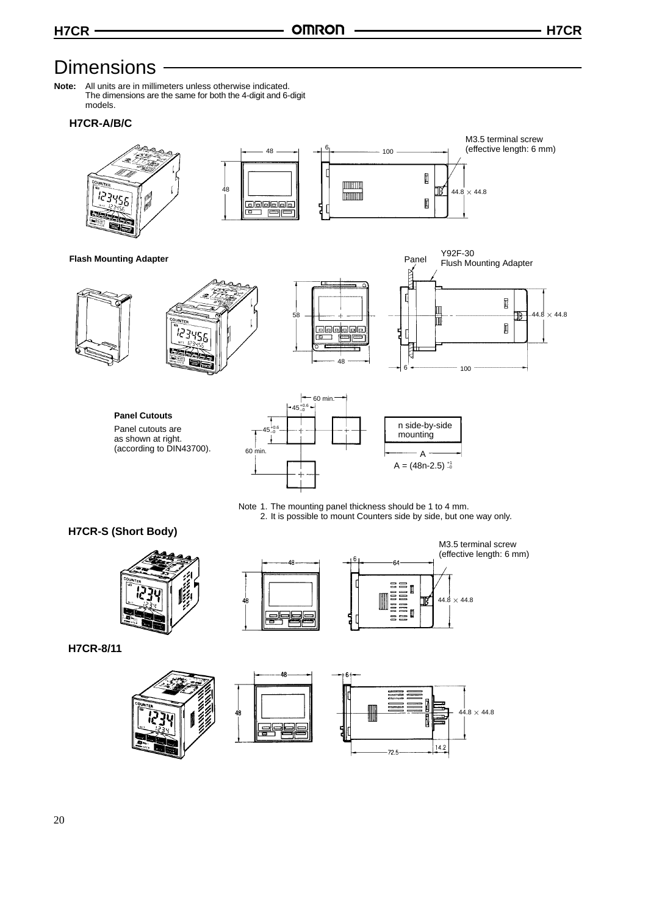# Dimensions

**Note:** All units are in millimeters unless otherwise indicated. The dimensions are the same for both the 4-digit and 6-digit models.

### H7CR-A/B/C

48

48

6

100

M3.5 terminal screw (effective length: 6 mm)

44.8 × 44.8

**Flash Mounting Adapter**

Y92F-30 Flush Mounting Adapter

Panel

58

48

6

100

44.8 × 44.8

**Panel Cutouts**

Panel cutouts are as shown at right. (according to DIN43700).

60 min.

$45^{+0.6}_{-0}$

$45^{+0.6}_{-0}$

60 min.

n side-by-side mounting

A

$A = (48n-2.5)^{+1}_{-0}$

Note 1. The mounting panel thickness should be 1 to 4 mm.
2. It is possible to mount Counters side by side, but one way only.

### H7CR-S (Short Body)

48

48

6

64

M3.5 terminal screw (effective length: 6 mm)

44.8 × 44.8

### H7CR-8/11

48

48

6

44.8 × 44.8

72.5

14.2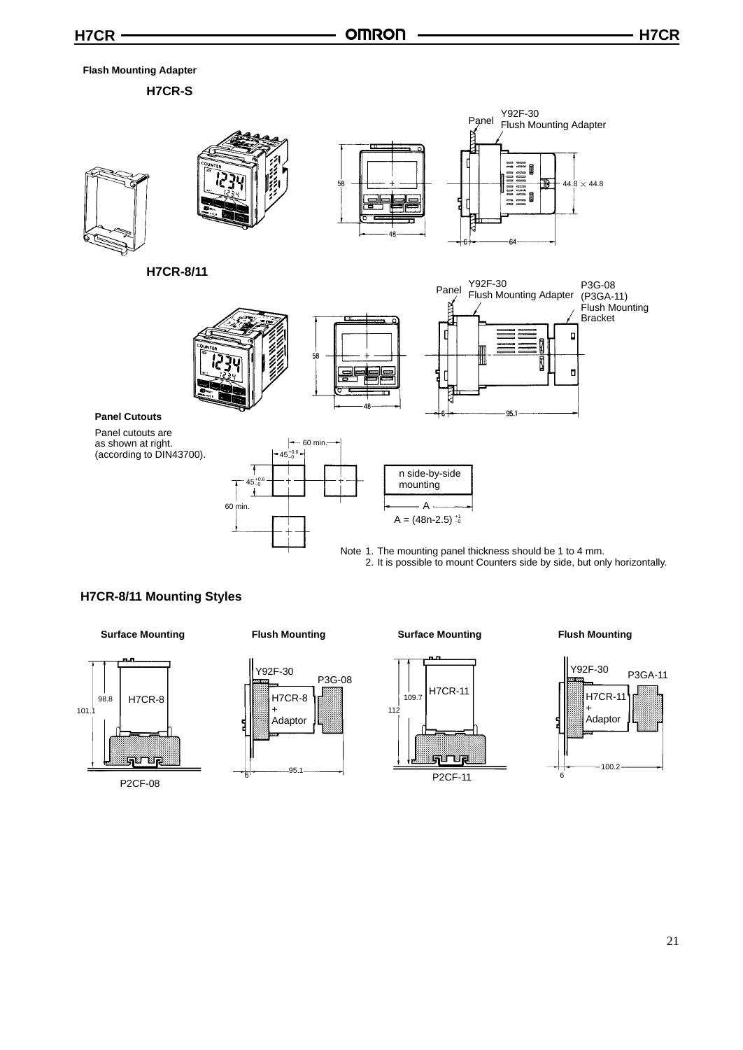### Flash Mounting Adapter

**H7CR-S**

Panel

Y92F-30
Flush Mounting Adapter

58

48

44.8 × 44.8

6

64

**H7CR-8/11**

Panel

Y92F-30
Flush Mounting Adapter

P3G-08
(P3GA-11)
Flush Mounting Bracket

58

48

6

95.1

**Panel Cutouts**

Panel cutouts are as shown at right. (according to DIN43700).

60 min.

$45^{+0.6}_{-0}$

$45^{+0.6}_{-0}$

60 min.

n side-by-side mounting

A

$A = (48n-2.5)^{+1}_{-0}$

Note 1. The mounting panel thickness should be 1 to 4 mm.
2. It is possible to mount Counters side by side, but only horizontally.

## H7CR-8/11 Mounting Styles

**Surface Mounting**

101.1 | 98.8 | H7CR-8 | P2CF-08

**Flush Mounting**

Y92F-30 | P3G-08 | H7CR-8 + Adaptor | 6 | 95.1

**Surface Mounting**

112 | 109.7 | H7CR-11 | P2CF-11

**Flush Mounting**

Y92F-30 | P3GA-11 | H7CR-11 + Adaptor | 6 | 100.2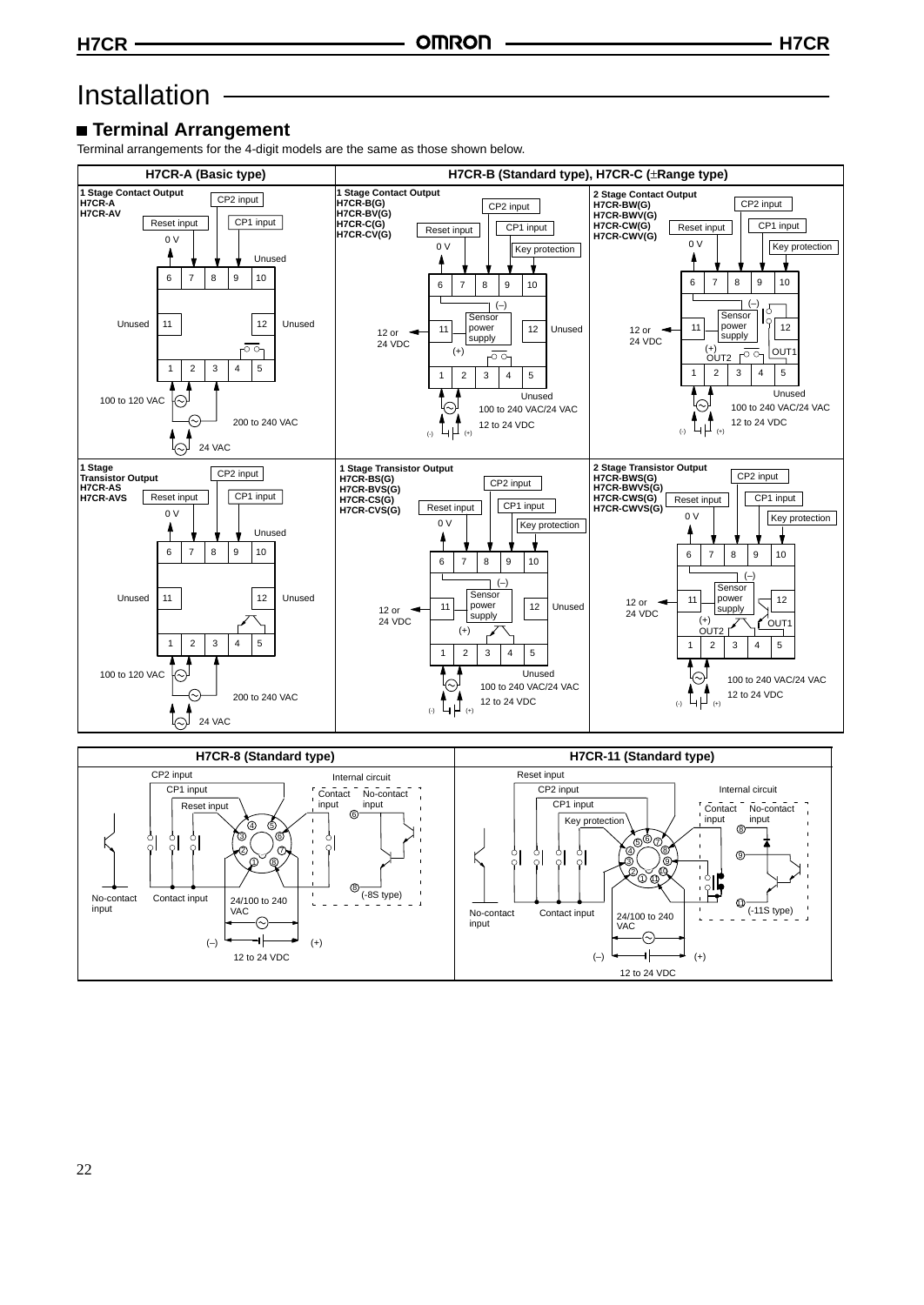# Installation

## Terminal Arrangement

Terminal arrangements for the 4-digit models are the same as those shown below.

### H7CR-A (Basic type)

**1 Stage Contact Output**
**H7CR-A**
**H7CR-AV**

CP2 input
Reset input
CP1 input
0 V
Unused

6 7 8 9 10

Unused 11 12 Unused

1 2 3 4 5

100 to 120 VAC
200 to 240 VAC
24 VAC

**1 Stage Transistor Output**
**H7CR-AS**
**H7CR-AVS**

CP2 input
Reset input
CP1 input
0 V
Unused

6 7 8 9 10

Unused 11 12 Unused

1 2 3 4 5

100 to 120 VAC
200 to 240 VAC
24 VAC

### H7CR-B (Standard type), H7CR-C (±Range type)

**1 Stage Contact Output**
**H7CR-B(G)**
**H7CR-BV(G)**
**H7CR-C(G)**
**H7CR-CV(G)**

CP2 input
Reset input
CP1 input
0 V
Key protection

6 7 8 9 10

(–) Sensor power supply (+)

12 or 24 VDC 11 12 Unused

1 2 3 4 5

Unused
100 to 240 VAC/24 VAC
12 to 24 VDC
(-) (+)

**2 Stage Contact Output**
**H7CR-BW(G)**
**H7CR-BWV(G)**
**H7CR-CW(G)**
**H7CR-CWV(G)**

CP2 input
Reset input
CP1 input
0 V
Key protection

6 7 8 9 10

(–) Sensor power supply (+)

12 or 24 VDC 11 12

OUT2 OUT1

1 2 3 4 5

Unused
100 to 240 VAC/24 VAC
12 to 24 VDC
(-) (+)

**1 Stage Transistor Output**
**H7CR-BS(G)**
**H7CR-BVS(G)**
**H7CR-CS(G)**
**H7CR-CVS(G)**

CP2 input
Reset input
CP1 input
0 V
Key protection

6 7 8 9 10

(–) Sensor power supply (+)

12 or 24 VDC 11 12 Unused

1 2 3 4 5

Unused
100 to 240 VAC/24 VAC
12 to 24 VDC
(-) (+)

**2 Stage Transistor Output**
**H7CR-BWS(G)**
**H7CR-BWVS(G)**
**H7CR-CWS(G)**
**H7CR-CWVS(G)**

CP2 input
Reset input
CP1 input
0 V
Key protection

6 7 8 9 10

(–) Sensor power supply (+)

12 or 24 VDC 11 12

OUT2 OUT1

1 2 3 4 5

100 to 240 VAC/24 VAC
12 to 24 VDC
(-) (+)

### H7CR-8 (Standard type)

CP2 input
CP1 input
Reset input
Internal circuit
Contact input
No-contact input
⑥
⑤ (-8S type)

No-contact input
Contact input
24/100 to 240 VAC
(–) (+)
12 to 24 VDC

### H7CR-11 (Standard type)

Reset input
CP2 input
CP1 input
Key protection
Internal circuit
Contact input
No-contact input
⑧
⑨
⑪ (-11S type)

No-contact input
Contact input
24/100 to 240 VAC
(–) (+)
12 to 24 VDC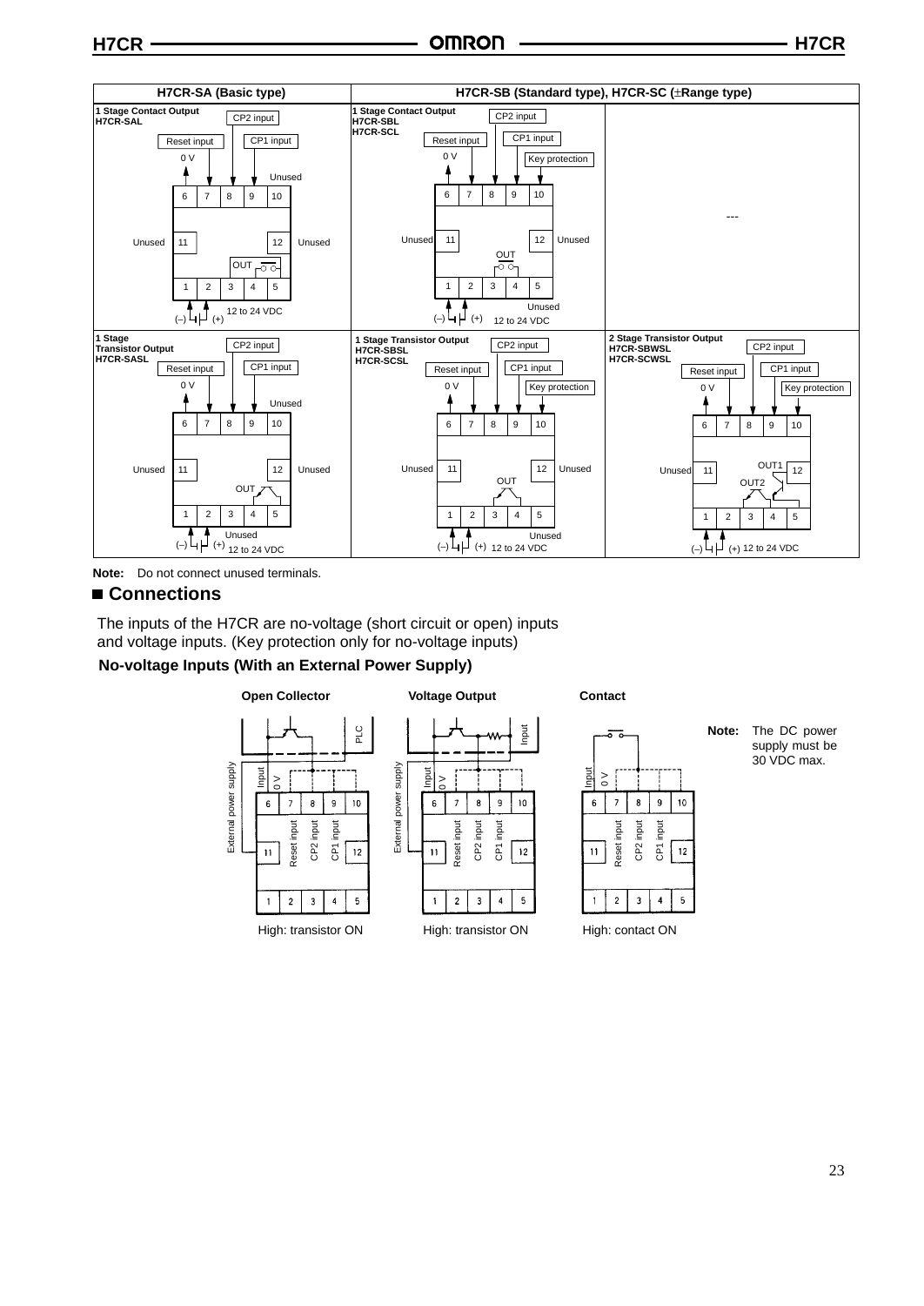| H7CR-SA (Basic type) | H7CR-SB (Standard type), H7CR-SC (±Range type) | |
|---|---|---|
| **1 Stage Contact Output**<br>**H7CR-SAL**<br>Terminals: 6: 0 V, 7: Reset input, 8: CP2 input, 9: CP1 input, 10: Unused, 11: Unused, 12: Unused, 1–2: (–)/(+) 12 to 24 VDC, OUT | **1 Stage Contact Output**<br>**H7CR-SBL**<br>**H7CR-SCL**<br>Terminals: 6: 0 V, 7: Reset input, 8: CP2 input, 9: CP1 input, 10: Key protection, 11: Unused, 12: Unused, 5: Unused, 1–2: (–)/(+) 12 to 24 VDC, OUT | --- |
| **1 Stage Transistor Output**<br>**H7CR-SASL**<br>Terminals: 6: 0 V, 7: Reset input, 8: CP2 input, 9: CP1 input, 10: Unused, 11: Unused, 12: Unused, Unused, 1–2: (–)/(+) 12 to 24 VDC, OUT | **1 Stage Transistor Output**<br>**H7CR-SBSL**<br>**H7CR-SCSL**<br>Terminals: 6: 0 V, 7: Reset input, 8: CP2 input, 9: CP1 input, 10: Key protection, 11: Unused, 12: Unused, 5: Unused, 1–2: (–)/(+) 12 to 24 VDC, OUT | **2 Stage Transistor Output**<br>**H7CR-SBWSL**<br>**H7CR-SCWSL**<br>Terminals: 6: 0 V, 7: Reset input, 8: CP2 input, 9: CP1 input, 10: Key protection, 11: Unused, 12, OUT1, OUT2, 1–2: (–)/(+) 12 to 24 VDC |

**Note:** Do not connect unused terminals.

## ■ Connections

The inputs of the H7CR are no-voltage (short circuit or open) inputs and voltage inputs. (Key protection only for no-voltage inputs)

### No-voltage Inputs (With an External Power Supply)

**Open Collector**

(Terminals 6: Input, 7: 0 V / Reset input, 8: CP2 input, 9: CP1 input; PLC; External power supply)

High: transistor ON

**Voltage Output**

(Terminals 6: Input, 7: 0 V / Reset input, 8: CP2 input, 9: CP1 input; External power supply)

High: transistor ON

**Contact**

(Terminals 6: Input, 7: 0 V / Reset input, 8: CP2 input, 9: CP1 input)

High: contact ON

**Note:** The DC power supply must be 30 VDC max.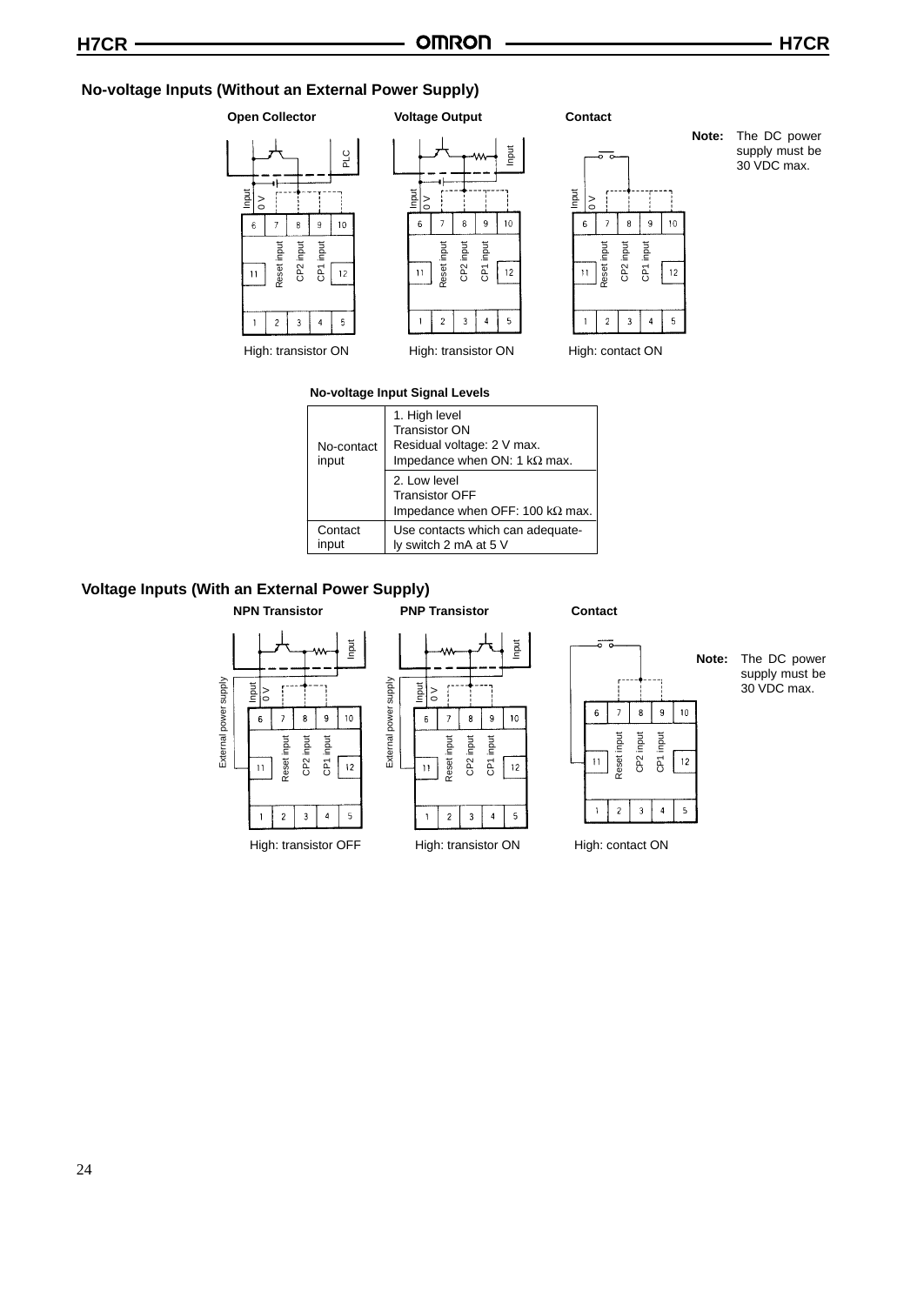## No-voltage Inputs (Without an External Power Supply)

**Open Collector**

Input | 0 V | Reset input | CP2 input | CP1 input | PLC

High: transistor ON

**Voltage Output**

Input | 0 V | Reset input | CP2 input | CP1 input | Input

High: transistor ON

**Contact**

Input | 0 V | Reset input | CP2 input | CP1 input

High: contact ON

**Note:** The DC power supply must be 30 VDC max.

**No-voltage Input Signal Levels**

| | |
|---|---|
| No-contact input | 1. High level<br>Transistor ON<br>Residual voltage: 2 V max.<br>Impedance when ON: 1 kΩ max. |
| | 2. Low level<br>Transistor OFF<br>Impedance when OFF: 100 kΩ max. |
| Contact input | Use contacts which can adequately switch 2 mA at 5 V |

## Voltage Inputs (With an External Power Supply)

**NPN Transistor**

External power supply | Input | 0 V | Reset input | CP2 input | CP1 input | Input

High: transistor OFF

**PNP Transistor**

External power supply | Input | 0 V | Reset input | CP2 input | CP1 input | Input

High: transistor ON

**Contact**

Reset input | CP2 input | CP1 input

High: contact ON

**Note:** The DC power supply must be 30 VDC max.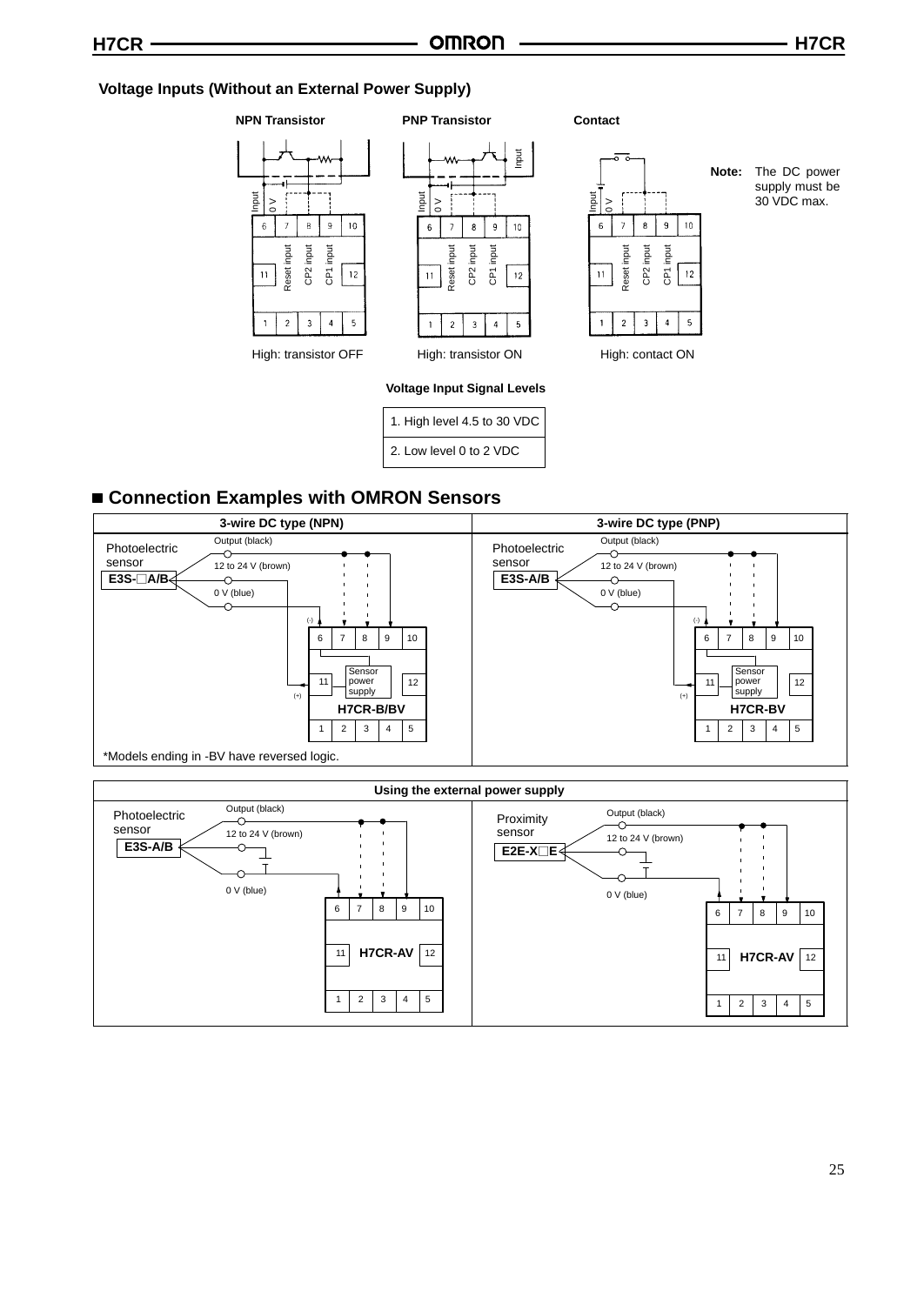### Voltage Inputs (Without an External Power Supply)

**NPN Transistor**

Input | 0 V | 6 | 7 | 8 | 9 | 10 | 11 | Reset input | CP2 input | CP1 input | 12 | 1 | 2 | 3 | 4 | 5

High: transistor OFF

**PNP Transistor**

Input | 0 V | 6 | 7 | 8 | 9 | 10 | 11 | Reset input | CP2 input | CP1 input | 12 | 1 | 2 | 3 | 4 | 5

High: transistor ON

**Contact**

Input | 0 V | 6 | 7 | 8 | 9 | 10 | 11 | Reset input | CP2 input | CP1 input | 12 | 1 | 2 | 3 | 4 | 5

High: contact ON

**Note:** The DC power supply must be 30 VDC max.

**Voltage Input Signal Levels**

| Voltage Input Signal Levels |
|---|
| 1. High level 4.5 to 30 VDC |
| 2. Low level 0 to 2 VDC |

## ■ Connection Examples with OMRON Sensors

**3-wire DC type (NPN)**

Photoelectric sensor **E3S-□A/B**

Output (black)
12 to 24 V (brown)
0 V (blue)

(-) (+)

6 | 7 | 8 | 9 | 10
11 | Sensor power supply | 12
**H7CR-B/BV**
1 | 2 | 3 | 4 | 5

*Models ending in -BV have reversed logic.

**3-wire DC type (PNP)**

Photoelectric sensor **E3S-A/B**

Output (black)
12 to 24 V (brown)
0 V (blue)

(-) (+)

6 | 7 | 8 | 9 | 10
11 | Sensor power supply | 12
**H7CR-BV**
1 | 2 | 3 | 4 | 5

**Using the external power supply**

Photoelectric sensor **E3S-A/B**

Output (black)
12 to 24 V (brown)
0 V (blue)

6 | 7 | 8 | 9 | 10
11 | **H7CR-AV** | 12
1 | 2 | 3 | 4 | 5

Proximity sensor **E2E-X□E**

Output (black)
12 to 24 V (brown)
0 V (blue)

6 | 7 | 8 | 9 | 10
11 | **H7CR-AV** | 12
1 | 2 | 3 | 4 | 5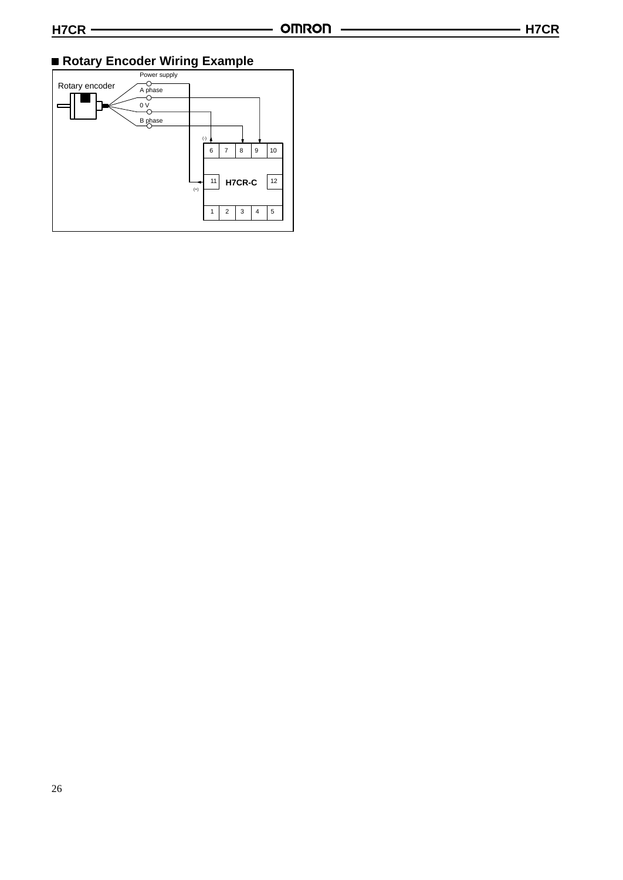## ■ Rotary Encoder Wiring Example

Rotary encoder

Power supply

A phase

0 V

B phase

(-)

6 7 8 9 10

11 H7CR-C 12

(+)

1 2 3 4 5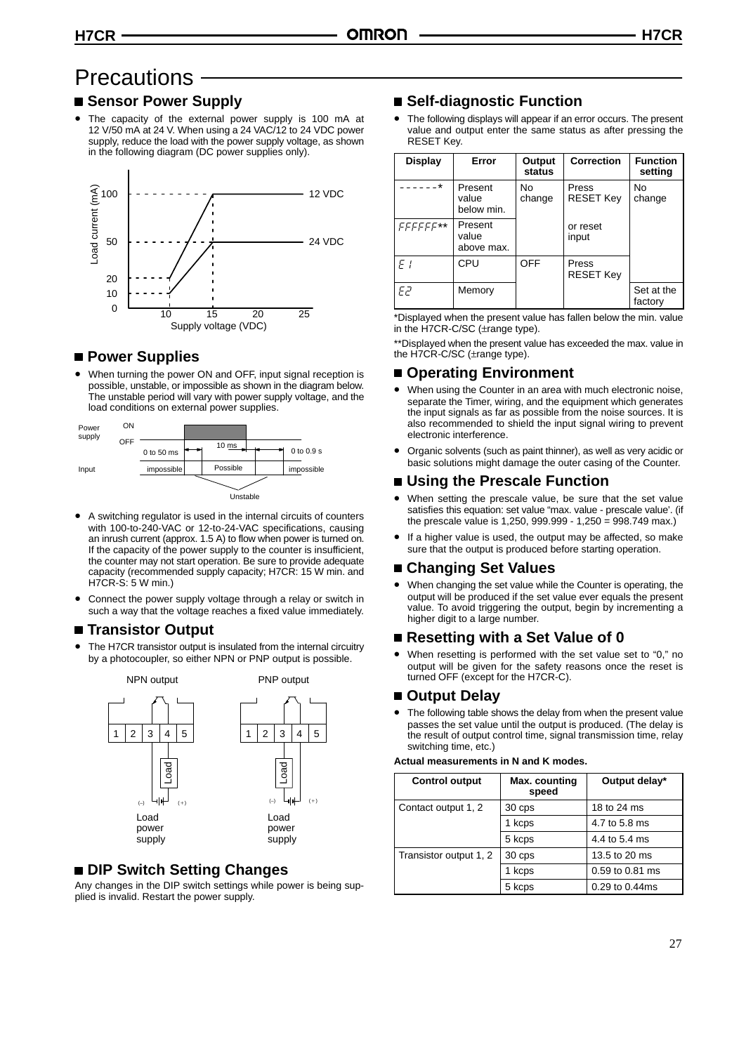# Precautions

## ■ Sensor Power Supply

- The capacity of the external power supply is 100 mA at 12 V/50 mA at 24 V. When using a 24 VAC/12 to 24 VDC power supply, reduce the load with the power supply voltage, as shown in the following diagram (DC power supplies only).

## ■ Power Supplies

- When turning the power ON and OFF, input signal reception is possible, unstable, or impossible as shown in the diagram below. The unstable period will vary with power supply voltage, and the load conditions on external power supplies.

- A switching regulator is used in the internal circuits of counters with 100-to-240-VAC or 12-to-24-VAC specifications, causing an inrush current (approx. 1.5 A) to flow when power is turned on. If the capacity of the power supply to the counter is insufficient, the counter may not start operation. Be sure to provide adequate capacity (recommended supply capacity; H7CR: 15 W min. and H7CR-S: 5 W min.)
- Connect the power supply voltage through a relay or switch in such a way that the voltage reaches a fixed value immediately.

## ■ Transistor Output

- The H7CR transistor output is insulated from the internal circuitry by a photocoupler, so either NPN or PNP output is possible.

## ■ DIP Switch Setting Changes

Any changes in the DIP switch settings while power is being supplied is invalid. Restart the power supply.

## ■ Self-diagnostic Function

- The following displays will appear if an error occurs. The present value and output enter the same status as after pressing the RESET Key.

| Display | Error | Output status | Correction | Function setting |
|---|---|---|---|---|
| ------* | Present value below min. | No change | Press RESET Key | No change |
| FFFFFF** | Present value above max. | | or reset input | |
| E 1 | CPU | OFF | Press RESET Key | |
| E2 | Memory | | | Set at the factory |

*Displayed when the present value has fallen below the min. value in the H7CR-C/SC (±range type).

**Displayed when the present value has exceeded the max. value in the H7CR-C/SC (±range type).

## ■ Operating Environment

- When using the Counter in an area with much electronic noise, separate the Timer, wiring, and the equipment which generates the input signals as far as possible from the noise sources. It is also recommended to shield the input signal wiring to prevent electronic interference.
- Organic solvents (such as paint thinner), as well as very acidic or basic solutions might damage the outer casing of the Counter.

## ■ Using the Prescale Function

- When setting the prescale value, be sure that the set value satisfies this equation: set value "max. value - prescale value'. (if the prescale value is 1,250, 999.999 - 1,250 = 998.749 max.)
- If a higher value is used, the output may be affected, so make sure that the output is produced before starting operation.

## ■ Changing Set Values

- When changing the set value while the Counter is operating, the output will be produced if the set value ever equals the present value. To avoid triggering the output, begin by incrementing a higher digit to a large number.

## ■ Resetting with a Set Value of 0

- When resetting is performed with the set value set to "0," no output will be given for the safety reasons once the reset is turned OFF (except for the H7CR-C).

## ■ Output Delay

- The following table shows the delay from when the present value passes the set value until the output is produced. (The delay is the result of output control time, signal transmission time, relay switching time, etc.)

**Actual measurements in N and K modes.**

| Control output | Max. counting speed | Output delay* |
|---|---|---|
| Contact output 1, 2 | 30 cps | 18 to 24 ms |
| | 1 kcps | 4.7 to 5.8 ms |
| | 5 kcps | 4.4 to 5.4 ms |
| Transistor output 1, 2 | 30 cps | 13.5 to 20 ms |
| | 1 kcps | 0.59 to 0.81 ms |
| | 5 kcps | 0.29 to 0.44ms |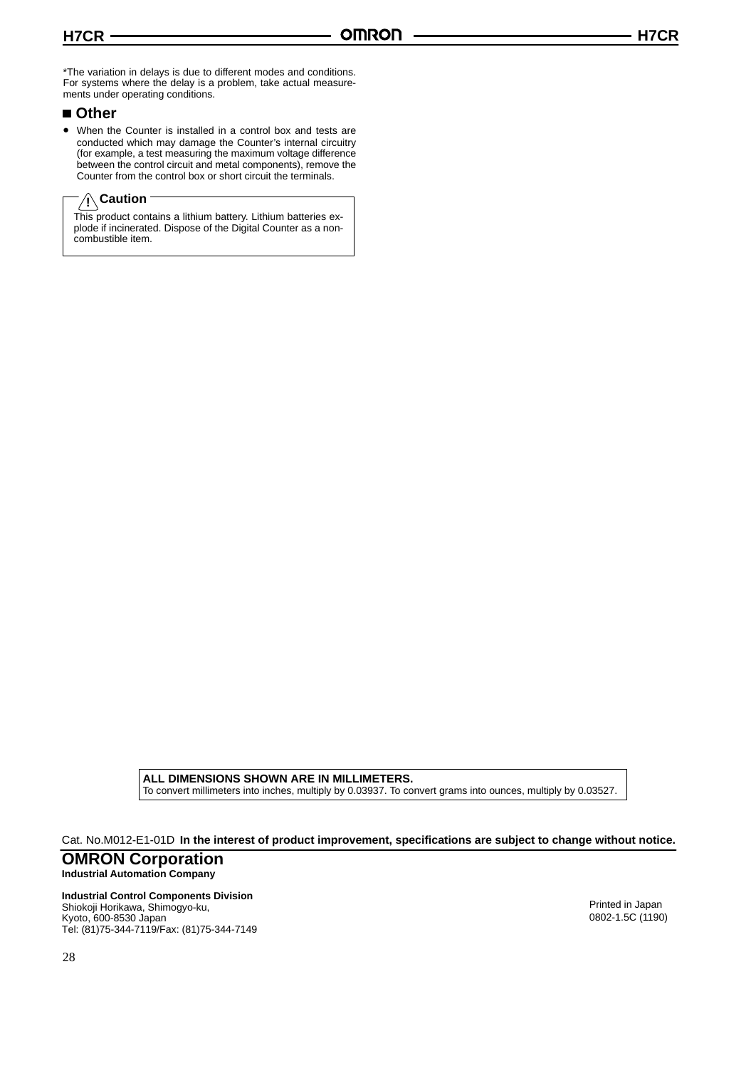*The variation in delays is due to different modes and conditions. For systems where the delay is a problem, take actual measurements under operating conditions.

## ■ Other

- When the Counter is installed in a control box and tests are conducted which may damage the Counter's internal circuitry (for example, a test measuring the maximum voltage difference between the control circuit and metal components), remove the Counter from the control box or short circuit the terminals.

**⚠ Caution**

This product contains a lithium battery. Lithium batteries explode if incinerated. Dispose of the Digital Counter as a noncombustible item.

**ALL DIMENSIONS SHOWN ARE IN MILLIMETERS.**
To convert millimeters into inches, multiply by 0.03937. To convert grams into ounces, multiply by 0.03527.

Cat. No.M012-E1-01D **In the interest of product improvement, specifications are subject to change without notice.**

## OMRON Corporation

**Industrial Automation Company**

**Industrial Control Components Division**
Shiokoji Horikawa, Shimogyo-ku,
Kyoto, 600-8530 Japan
Tel: (81)75-344-7119/Fax: (81)75-344-7149

Printed in Japan
0802-1.5C (1190)